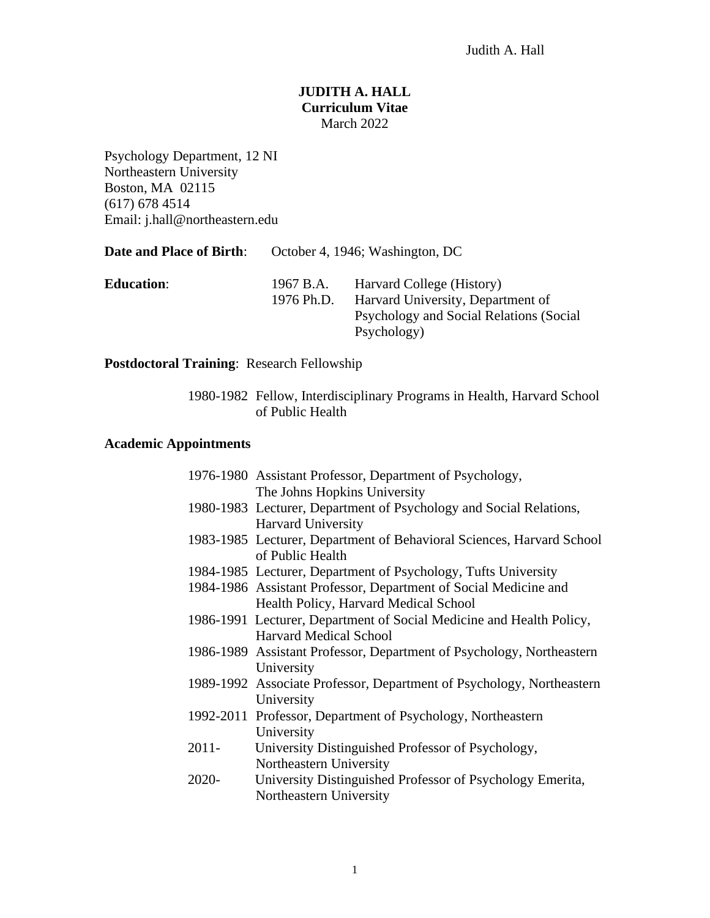# JUDITH A. HALL

**Curriculum Vitae**

March 2022

Psychology Department, 12 NI
Northeastern University
Boston, MA 02115
(617) 678 4514
Email: j.hall@northeastern.edu

**Date and Place of Birth**: October 4, 1946; Washington, DC

**Education**:

| | |
|---|---|
| 1967 B.A. | Harvard College (History) |
| 1976 Ph.D. | Harvard University, Department of Psychology and Social Relations (Social Psychology) |

**Postdoctoral Training**: Research Fellowship

| | |
|---|---|
| 1980-1982 | Fellow, Interdisciplinary Programs in Health, Harvard School of Public Health |

## Academic Appointments

| | |
|---|---|
| 1976-1980 | Assistant Professor, Department of Psychology, The Johns Hopkins University |
| 1980-1983 | Lecturer, Department of Psychology and Social Relations, Harvard University |
| 1983-1985 | Lecturer, Department of Behavioral Sciences, Harvard School of Public Health |
| 1984-1985 | Lecturer, Department of Psychology, Tufts University |
| 1984-1986 | Assistant Professor, Department of Social Medicine and Health Policy, Harvard Medical School |
| 1986-1991 | Lecturer, Department of Social Medicine and Health Policy, Harvard Medical School |
| 1986-1989 | Assistant Professor, Department of Psychology, Northeastern University |
| 1989-1992 | Associate Professor, Department of Psychology, Northeastern University |
| 1992-2011 | Professor, Department of Psychology, Northeastern University |
| 2011- | University Distinguished Professor of Psychology, Northeastern University |
| 2020- | University Distinguished Professor of Psychology Emerita, Northeastern University |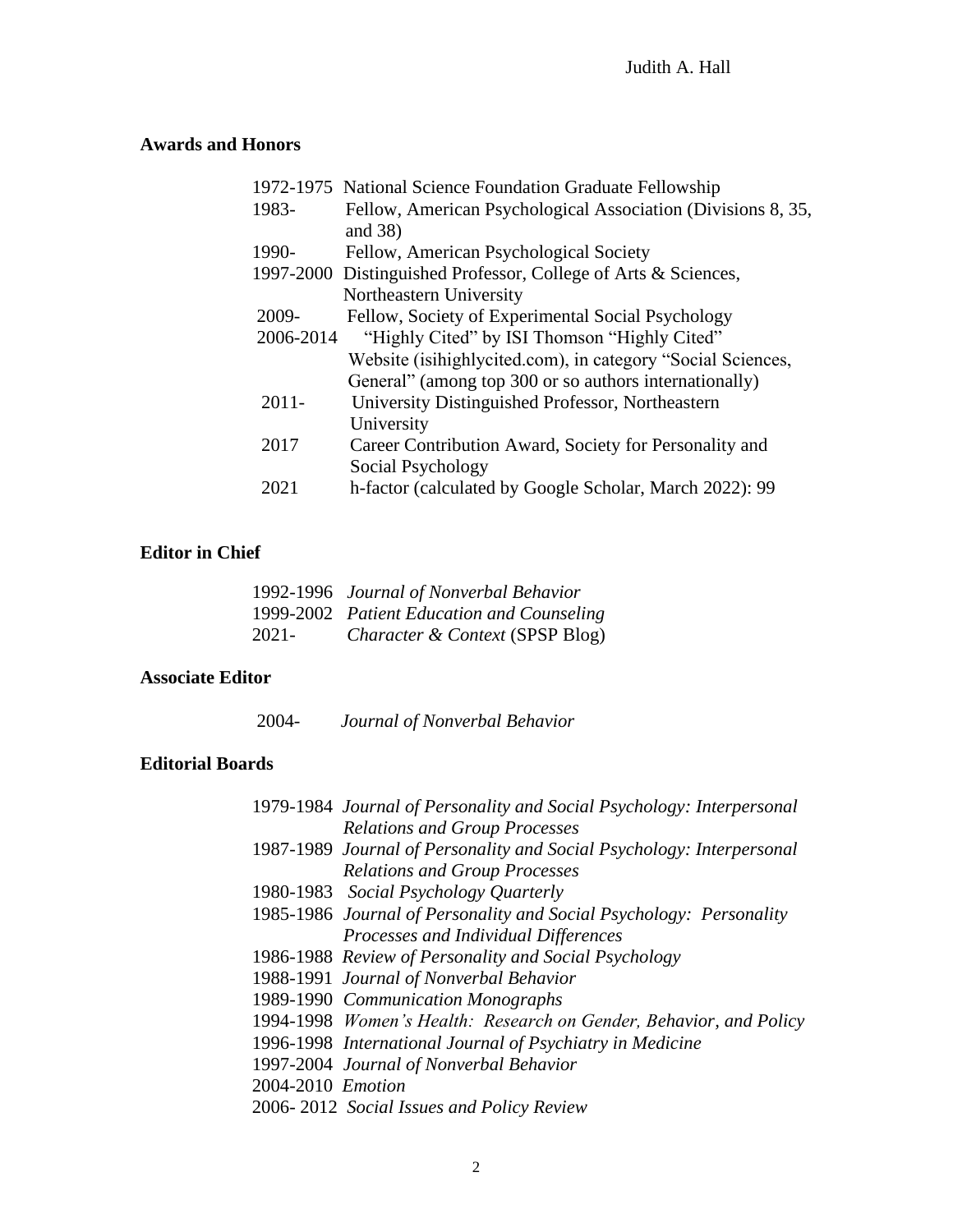## Awards and Honors

1972-1975 National Science Foundation Graduate Fellowship
1983- Fellow, American Psychological Association (Divisions 8, 35, and 38)
1990- Fellow, American Psychological Society
1997-2000 Distinguished Professor, College of Arts & Sciences, Northeastern University
2009- Fellow, Society of Experimental Social Psychology
2006-2014 "Highly Cited" by ISI Thomson "Highly Cited" Website (isihighlycited.com), in category "Social Sciences, General" (among top 300 or so authors internationally)
2011- University Distinguished Professor, Northeastern University
2017 Career Contribution Award, Society for Personality and Social Psychology
2021 h-factor (calculated by Google Scholar, March 2022): 99

## Editor in Chief

1992-1996 *Journal of Nonverbal Behavior*
1999-2002 *Patient Education and Counseling*
2021- *Character & Context* (SPSP Blog)

## Associate Editor

2004- *Journal of Nonverbal Behavior*

## Editorial Boards

1979-1984 *Journal of Personality and Social Psychology: Interpersonal Relations and Group Processes*
1987-1989 *Journal of Personality and Social Psychology: Interpersonal Relations and Group Processes*
1980-1983 *Social Psychology Quarterly*
1985-1986 *Journal of Personality and Social Psychology: Personality Processes and Individual Differences*
1986-1988 *Review of Personality and Social Psychology*
1988-1991 *Journal of Nonverbal Behavior*
1989-1990 *Communication Monographs*
1994-1998 *Women's Health: Research on Gender, Behavior, and Policy*
1996-1998 *International Journal of Psychiatry in Medicine*
1997-2004 *Journal of Nonverbal Behavior*
2004-2010 *Emotion*
2006- 2012 *Social Issues and Policy Review*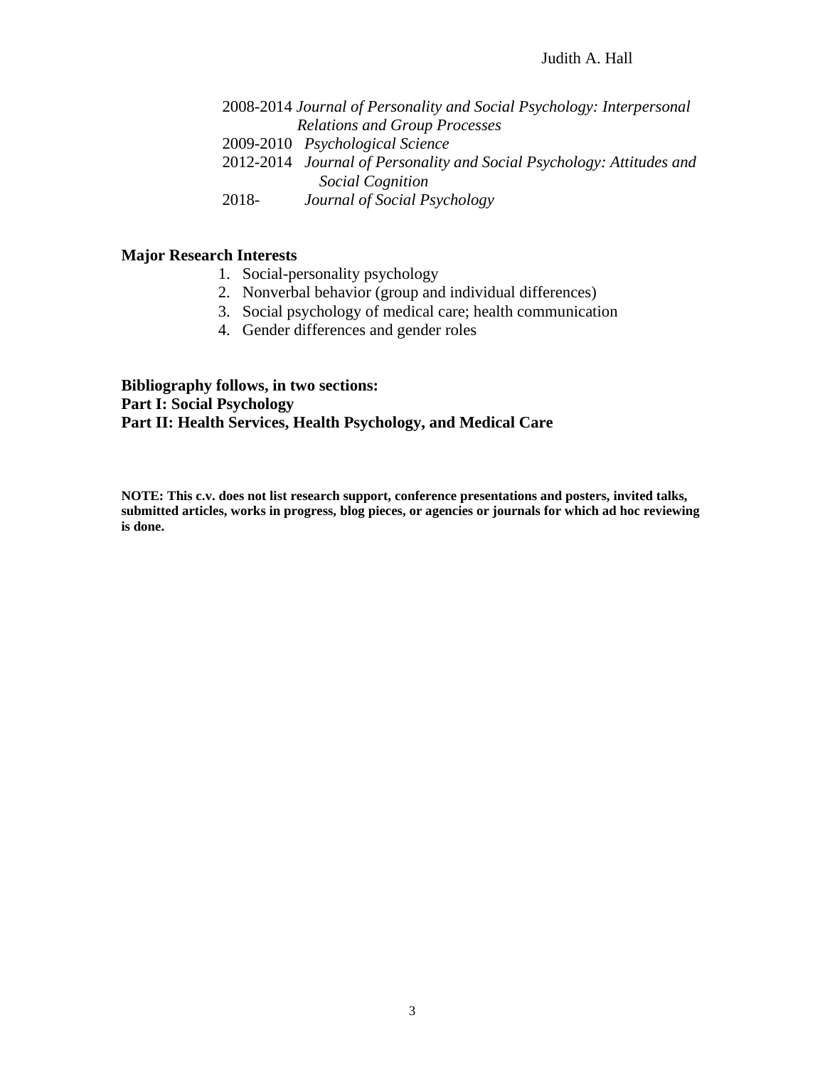2008-2014 *Journal of Personality and Social Psychology: Interpersonal Relations and Group Processes*
2009-2010 *Psychological Science*
2012-2014 *Journal of Personality and Social Psychology: Attitudes and Social Cognition*
2018- *Journal of Social Psychology*

**Major Research Interests**

1. Social-personality psychology
2. Nonverbal behavior (group and individual differences)
3. Social psychology of medical care; health communication
4. Gender differences and gender roles

**Bibliography follows, in two sections:**
**Part I: Social Psychology**
**Part II: Health Services, Health Psychology, and Medical Care**

**NOTE: This c.v. does not list research support, conference presentations and posters, invited talks, submitted articles, works in progress, blog pieces, or agencies or journals for which ad hoc reviewing is done.**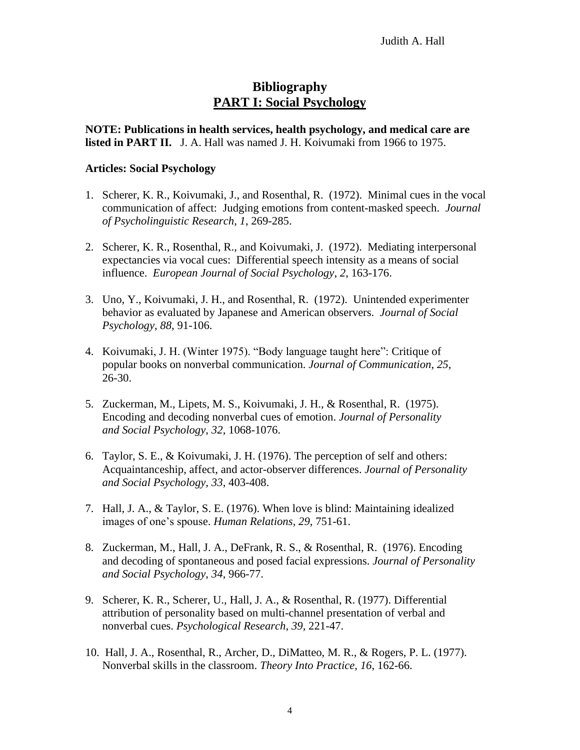# Bibliography
## PART I: Social Psychology

**NOTE: Publications in health services, health psychology, and medical care are listed in PART II.** J. A. Hall was named J. H. Koivumaki from 1966 to 1975.

### Articles: Social Psychology

1. Scherer, K. R., Koivumaki, J., and Rosenthal, R. (1972). Minimal cues in the vocal communication of affect: Judging emotions from content-masked speech. *Journal of Psycholinguistic Research*, *1*, 269-285.

2. Scherer, K. R., Rosenthal, R., and Koivumaki, J. (1972). Mediating interpersonal expectancies via vocal cues: Differential speech intensity as a means of social influence. *European Journal of Social Psychology*, *2*, 163-176.

3. Uno, Y., Koivumaki, J. H., and Rosenthal, R. (1972). Unintended experimenter behavior as evaluated by Japanese and American observers. *Journal of Social Psychology*, *88*, 91-106.

4. Koivumaki, J. H. (Winter 1975). "Body language taught here": Critique of popular books on nonverbal communication. *Journal of Communication*, *25*, 26-30.

5. Zuckerman, M., Lipets, M. S., Koivumaki, J. H., & Rosenthal, R. (1975). Encoding and decoding nonverbal cues of emotion. *Journal of Personality and Social Psychology*, *32*, 1068-1076.

6. Taylor, S. E., & Koivumaki, J. H. (1976). The perception of self and others: Acquaintanceship, affect, and actor-observer differences. *Journal of Personality and Social Psychology*, *33*, 403-408.

7. Hall, J. A., & Taylor, S. E. (1976). When love is blind: Maintaining idealized images of one's spouse. *Human Relations*, *29*, 751-61.

8. Zuckerman, M., Hall, J. A., DeFrank, R. S., & Rosenthal, R. (1976). Encoding and decoding of spontaneous and posed facial expressions. *Journal of Personality and Social Psychology*, *34*, 966-77.

9. Scherer, K. R., Scherer, U., Hall, J. A., & Rosenthal, R. (1977). Differential attribution of personality based on multi-channel presentation of verbal and nonverbal cues. *Psychological Research*, *39*, 221-47.

10. Hall, J. A., Rosenthal, R., Archer, D., DiMatteo, M. R., & Rogers, P. L. (1977). Nonverbal skills in the classroom. *Theory Into Practice*, *16*, 162-66.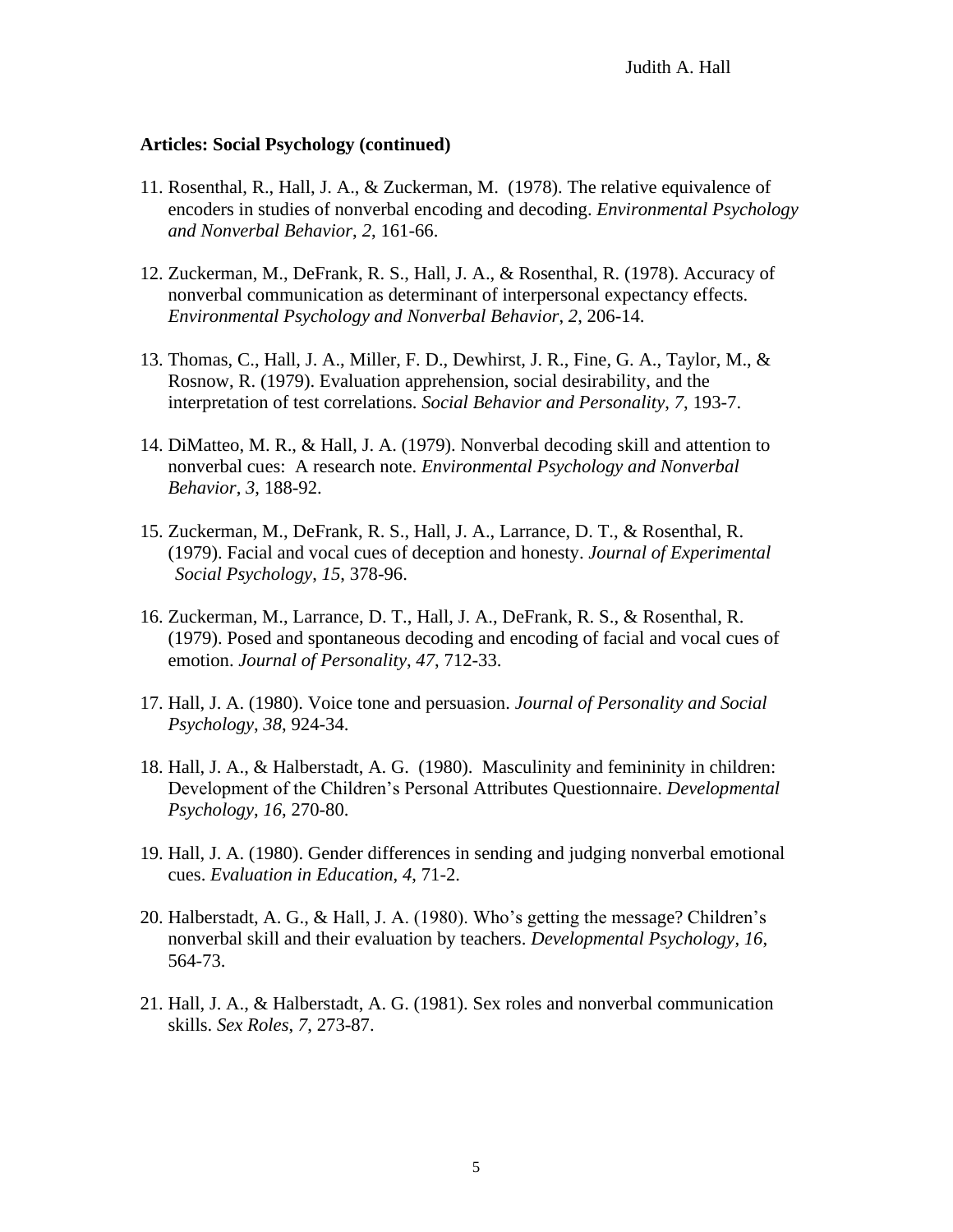**Articles: Social Psychology (continued)**

11. Rosenthal, R., Hall, J. A., & Zuckerman, M. (1978). The relative equivalence of encoders in studies of nonverbal encoding and decoding. *Environmental Psychology and Nonverbal Behavior*, *2*, 161-66.

12. Zuckerman, M., DeFrank, R. S., Hall, J. A., & Rosenthal, R. (1978). Accuracy of nonverbal communication as determinant of interpersonal expectancy effects. *Environmental Psychology and Nonverbal Behavior*, *2*, 206-14.

13. Thomas, C., Hall, J. A., Miller, F. D., Dewhirst, J. R., Fine, G. A., Taylor, M., & Rosnow, R. (1979). Evaluation apprehension, social desirability, and the interpretation of test correlations. *Social Behavior and Personality*, *7*, 193-7.

14. DiMatteo, M. R., & Hall, J. A. (1979). Nonverbal decoding skill and attention to nonverbal cues: A research note. *Environmental Psychology and Nonverbal Behavior*, *3*, 188-92.

15. Zuckerman, M., DeFrank, R. S., Hall, J. A., Larrance, D. T., & Rosenthal, R. (1979). Facial and vocal cues of deception and honesty. *Journal of Experimental Social Psychology*, *15*, 378-96.

16. Zuckerman, M., Larrance, D. T., Hall, J. A., DeFrank, R. S., & Rosenthal, R. (1979). Posed and spontaneous decoding and encoding of facial and vocal cues of emotion. *Journal of Personality*, *47*, 712-33.

17. Hall, J. A. (1980). Voice tone and persuasion. *Journal of Personality and Social Psychology*, *38*, 924-34.

18. Hall, J. A., & Halberstadt, A. G. (1980). Masculinity and femininity in children: Development of the Children's Personal Attributes Questionnaire. *Developmental Psychology*, *16*, 270-80.

19. Hall, J. A. (1980). Gender differences in sending and judging nonverbal emotional cues. *Evaluation in Education*, *4*, 71-2.

20. Halberstadt, A. G., & Hall, J. A. (1980). Who's getting the message? Children's nonverbal skill and their evaluation by teachers. *Developmental Psychology*, *16*, 564-73.

21. Hall, J. A., & Halberstadt, A. G. (1981). Sex roles and nonverbal communication skills. *Sex Roles*, *7*, 273-87.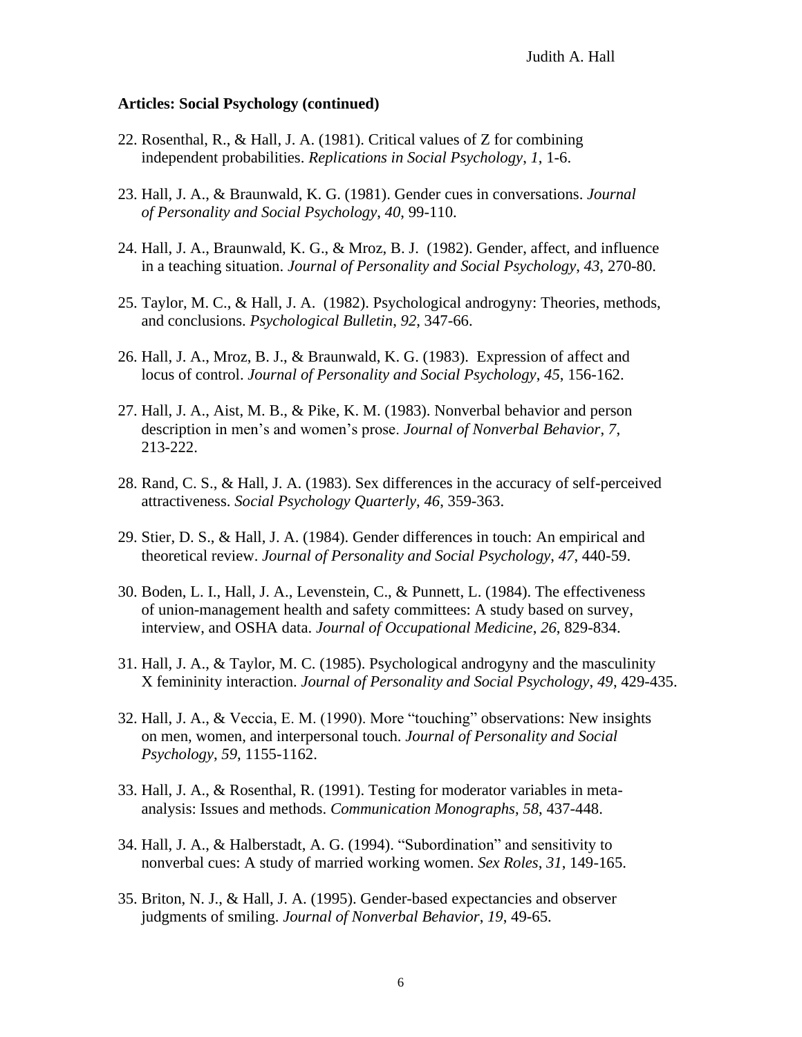**Articles: Social Psychology (continued)**

22. Rosenthal, R., & Hall, J. A. (1981). Critical values of Z for combining independent probabilities. *Replications in Social Psychology*, *1*, 1-6.

23. Hall, J. A., & Braunwald, K. G. (1981). Gender cues in conversations. *Journal of Personality and Social Psychology, 40*, 99-110.

24. Hall, J. A., Braunwald, K. G., & Mroz, B. J. (1982). Gender, affect, and influence in a teaching situation. *Journal of Personality and Social Psychology, 43,* 270-80.

25. Taylor, M. C., & Hall, J. A. (1982). Psychological androgyny: Theories, methods, and conclusions. *Psychological Bulletin*, *92*, 347-66.

26. Hall, J. A., Mroz, B. J., & Braunwald, K. G. (1983). Expression of affect and locus of control. *Journal of Personality and Social Psychology*, *45,* 156-162.

27. Hall, J. A., Aist, M. B., & Pike, K. M. (1983). Nonverbal behavior and person description in men's and women's prose. *Journal of Nonverbal Behavior*, *7*, 213-222.

28. Rand, C. S., & Hall, J. A. (1983). Sex differences in the accuracy of self-perceived attractiveness. *Social Psychology Quarterly*, *46*, 359-363.

29. Stier, D. S., & Hall, J. A. (1984). Gender differences in touch: An empirical and theoretical review. *Journal of Personality and Social Psychology*, *47,* 440-59.

30. Boden, L. I., Hall, J. A., Levenstein, C., & Punnett, L. (1984). The effectiveness of union-management health and safety committees: A study based on survey, interview, and OSHA data. *Journal of Occupational Medicine*, *26*, 829-834.

31. Hall, J. A., & Taylor, M. C. (1985). Psychological androgyny and the masculinity X femininity interaction. *Journal of Personality and Social Psychology*, *49*, 429-435.

32. Hall, J. A., & Veccia, E. M. (1990). More "touching" observations: New insights on men, women, and interpersonal touch. *Journal of Personality and Social Psychology*, *59*, 1155-1162.

33. Hall, J. A., & Rosenthal, R. (1991). Testing for moderator variables in meta-analysis: Issues and methods. *Communication Monographs*, *58*, 437-448.

34. Hall, J. A., & Halberstadt, A. G. (1994). "Subordination" and sensitivity to nonverbal cues: A study of married working women. *Sex Roles*, *31*, 149-165.

35. Briton, N. J., & Hall, J. A. (1995). Gender-based expectancies and observer judgments of smiling. *Journal of Nonverbal Behavior*, *19*, 49-65.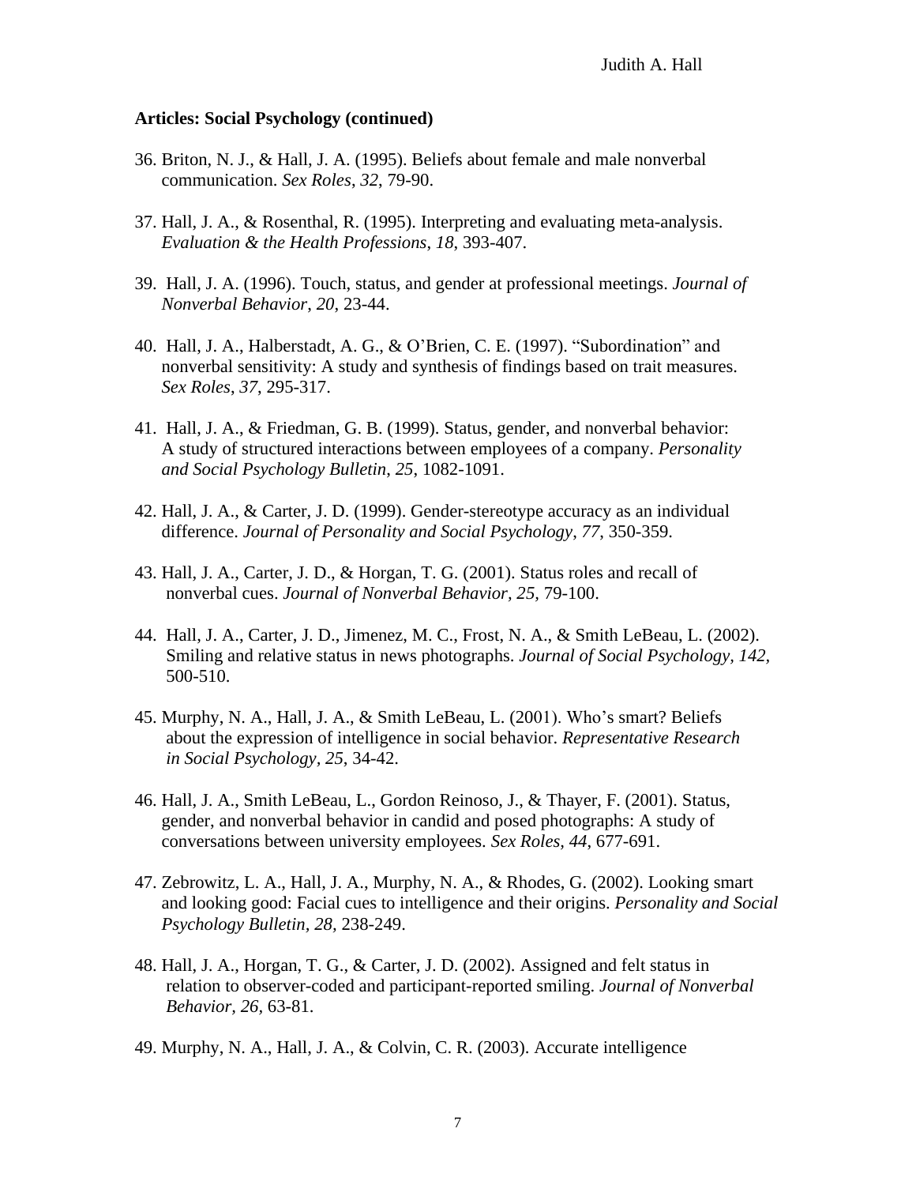**Articles: Social Psychology (continued)**

36. Briton, N. J., & Hall, J. A. (1995). Beliefs about female and male nonverbal communication. *Sex Roles*, *32*, 79-90.

37. Hall, J. A., & Rosenthal, R. (1995). Interpreting and evaluating meta-analysis. *Evaluation & the Health Professions*, *18*, 393-407.

39. Hall, J. A. (1996). Touch, status, and gender at professional meetings. *Journal of Nonverbal Behavior*, *20*, 23-44.

40. Hall, J. A., Halberstadt, A. G., & O'Brien, C. E. (1997). "Subordination" and nonverbal sensitivity: A study and synthesis of findings based on trait measures. *Sex Roles*, *37*, 295-317.

41. Hall, J. A., & Friedman, G. B. (1999). Status, gender, and nonverbal behavior: A study of structured interactions between employees of a company. *Personality and Social Psychology Bulletin*, *25*, 1082-1091.

42. Hall, J. A., & Carter, J. D. (1999). Gender-stereotype accuracy as an individual difference. *Journal of Personality and Social Psychology*, *77*, 350-359.

43. Hall, J. A., Carter, J. D., & Horgan, T. G. (2001). Status roles and recall of nonverbal cues. *Journal of Nonverbal Behavior*, *25*, 79-100.

44. Hall, J. A., Carter, J. D., Jimenez, M. C., Frost, N. A., & Smith LeBeau, L. (2002). Smiling and relative status in news photographs. *Journal of Social Psychology, 142,* 500-510.

45. Murphy, N. A., Hall, J. A., & Smith LeBeau, L. (2001). Who's smart? Beliefs about the expression of intelligence in social behavior. *Representative Research in Social Psychology*, *25*, 34-42.

46. Hall, J. A., Smith LeBeau, L., Gordon Reinoso, J., & Thayer, F. (2001). Status, gender, and nonverbal behavior in candid and posed photographs: A study of conversations between university employees. *Sex Roles*, *44*, 677-691.

47. Zebrowitz, L. A., Hall, J. A., Murphy, N. A., & Rhodes, G. (2002). Looking smart and looking good: Facial cues to intelligence and their origins. *Personality and Social Psychology Bulletin*, *28,* 238-249.

48. Hall, J. A., Horgan, T. G., & Carter, J. D. (2002). Assigned and felt status in relation to observer-coded and participant-reported smiling. *Journal of Nonverbal Behavior*, *26*, 63-81.

49. Murphy, N. A., Hall, J. A., & Colvin, C. R. (2003). Accurate intelligence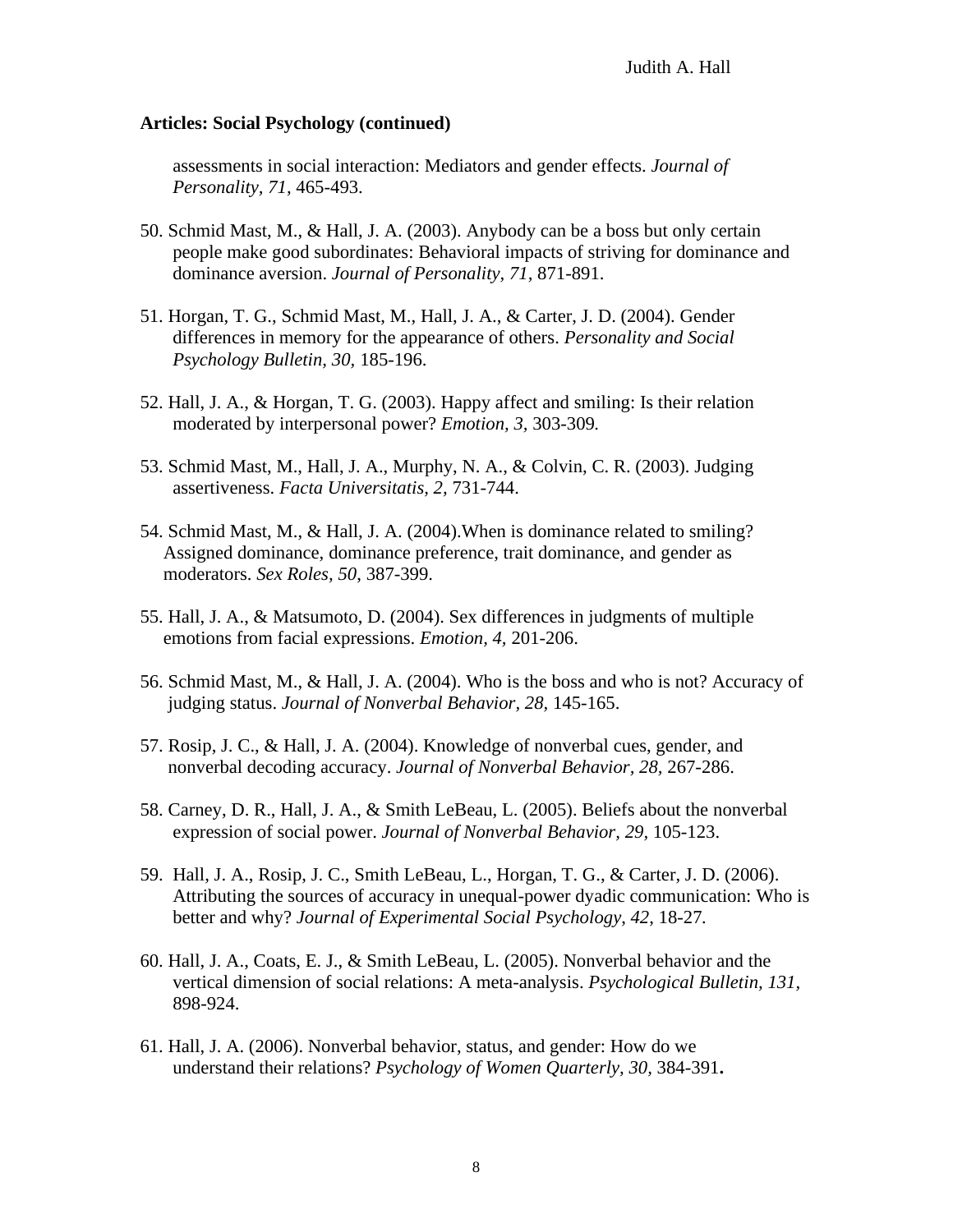**Articles: Social Psychology (continued)**

assessments in social interaction: Mediators and gender effects. *Journal of Personality, 71,* 465-493.

50. Schmid Mast, M., & Hall, J. A. (2003). Anybody can be a boss but only certain people make good subordinates: Behavioral impacts of striving for dominance and dominance aversion. *Journal of Personality, 71,* 871-891.

51. Horgan, T. G., Schmid Mast, M., Hall, J. A., & Carter, J. D. (2004). Gender differences in memory for the appearance of others. *Personality and Social Psychology Bulletin, 30,* 185-196.

52. Hall, J. A., & Horgan, T. G. (2003). Happy affect and smiling: Is their relation moderated by interpersonal power? *Emotion, 3,* 303-309*.*

53. Schmid Mast, M., Hall, J. A., Murphy, N. A., & Colvin, C. R. (2003). Judging assertiveness. *Facta Universitatis, 2,* 731-744.

54. Schmid Mast, M., & Hall, J. A. (2004).When is dominance related to smiling? Assigned dominance, dominance preference, trait dominance, and gender as moderators. *Sex Roles, 50*, 387-399.

55. Hall, J. A., & Matsumoto, D. (2004). Sex differences in judgments of multiple emotions from facial expressions. *Emotion, 4,* 201-206.

56. Schmid Mast, M., & Hall, J. A. (2004). Who is the boss and who is not? Accuracy of judging status. *Journal of Nonverbal Behavior, 28,* 145-165.

57. Rosip, J. C., & Hall, J. A. (2004). Knowledge of nonverbal cues, gender, and nonverbal decoding accuracy. *Journal of Nonverbal Behavior, 28,* 267-286.

58. Carney, D. R., Hall, J. A., & Smith LeBeau, L. (2005). Beliefs about the nonverbal expression of social power. *Journal of Nonverbal Behavior, 29,* 105-123.

59. Hall, J. A., Rosip, J. C., Smith LeBeau, L., Horgan, T. G., & Carter, J. D. (2006). Attributing the sources of accuracy in unequal-power dyadic communication: Who is better and why? *Journal of Experimental Social Psychology*, *42*, 18-27*.*

60. Hall, J. A., Coats, E. J., & Smith LeBeau, L. (2005). Nonverbal behavior and the vertical dimension of social relations: A meta-analysis. *Psychological Bulletin, 131,* 898-924.

61. Hall, J. A. (2006). Nonverbal behavior, status, and gender: How do we understand their relations? *Psychology of Women Quarterly, 30,* 384-391**.**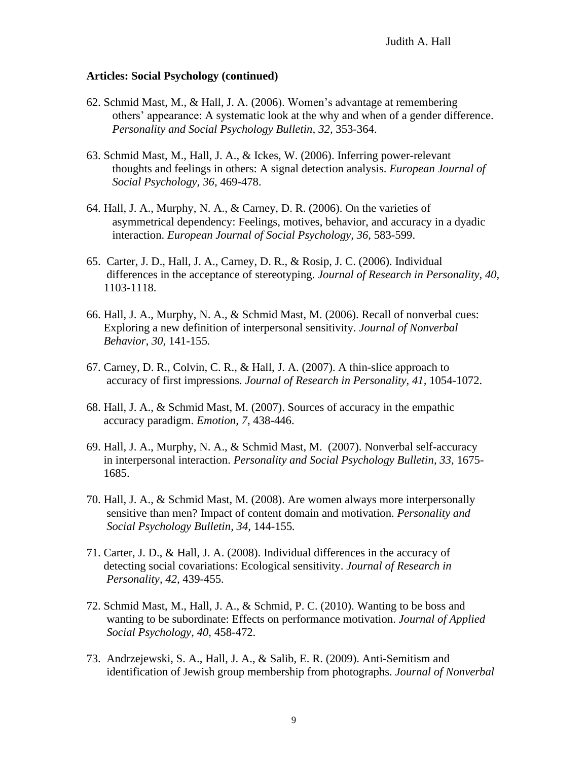**Articles: Social Psychology (continued)**

62. Schmid Mast, M., & Hall, J. A. (2006). Women's advantage at remembering others' appearance: A systematic look at the why and when of a gender difference. *Personality and Social Psychology Bulletin, 32,* 353-364.

63. Schmid Mast, M., Hall, J. A., & Ickes, W. (2006). Inferring power-relevant thoughts and feelings in others: A signal detection analysis. *European Journal of Social Psychology, 36,* 469-478.

64. Hall, J. A., Murphy, N. A., & Carney, D. R. (2006). On the varieties of asymmetrical dependency: Feelings, motives, behavior, and accuracy in a dyadic interaction. *European Journal of Social Psychology, 36,* 583-599.

65. Carter, J. D., Hall, J. A., Carney, D. R., & Rosip, J. C. (2006). Individual differences in the acceptance of stereotyping. *Journal of Research in Personality, 40,* 1103-1118.

66. Hall, J. A., Murphy, N. A., & Schmid Mast, M. (2006). Recall of nonverbal cues: Exploring a new definition of interpersonal sensitivity. *Journal of Nonverbal Behavior*, *30*, 141-155*.*

67. Carney, D. R., Colvin, C. R., & Hall, J. A. (2007). A thin-slice approach to accuracy of first impressions. *Journal of Research in Personality, 41,* 1054-1072.

68. Hall, J. A., & Schmid Mast, M. (2007). Sources of accuracy in the empathic accuracy paradigm. *Emotion, 7,* 438-446.

69. Hall, J. A., Murphy, N. A., & Schmid Mast, M. (2007). Nonverbal self-accuracy in interpersonal interaction. *Personality and Social Psychology Bulletin, 33,* 1675-1685.

70. Hall, J. A., & Schmid Mast, M. (2008). Are women always more interpersonally sensitive than men? Impact of content domain and motivation. *Personality and Social Psychology Bulletin*, *34*, 144-155*.*

71. Carter, J. D., & Hall, J. A. (2008). Individual differences in the accuracy of detecting social covariations: Ecological sensitivity. *Journal of Research in Personality*, *42*, 439-455.

72. Schmid Mast, M., Hall, J. A., & Schmid, P. C. (2010). Wanting to be boss and wanting to be subordinate: Effects on performance motivation. *Journal of Applied Social Psychology, 40,* 458-472.

73. Andrzejewski, S. A., Hall, J. A., & Salib, E. R. (2009). Anti-Semitism and identification of Jewish group membership from photographs. *Journal of Nonverbal*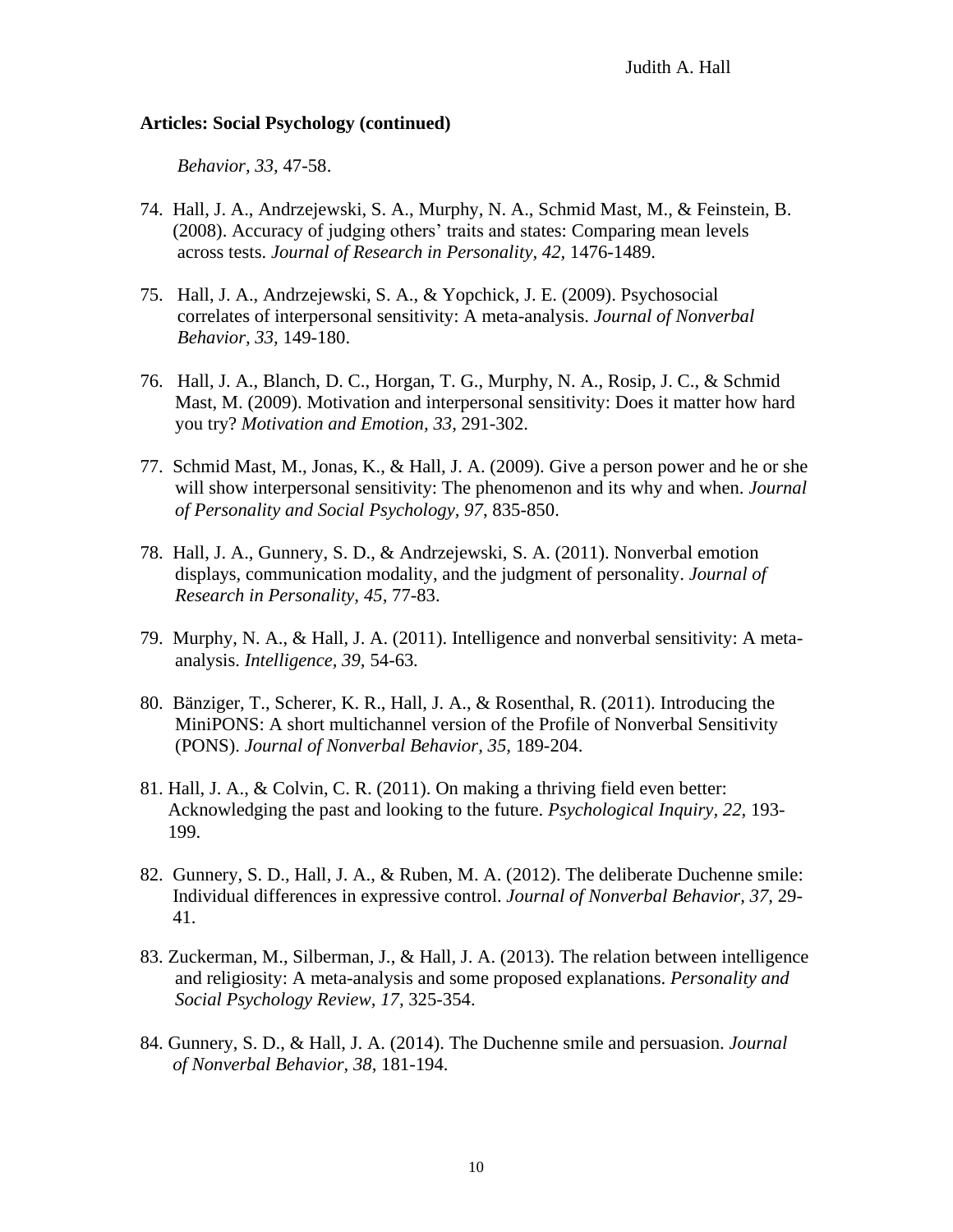**Articles: Social Psychology (continued)**

*Behavior, 33,* 47-58.

74. Hall, J. A., Andrzejewski, S. A., Murphy, N. A., Schmid Mast, M., & Feinstein, B. (2008). Accuracy of judging others' traits and states: Comparing mean levels across tests. *Journal of Research in Personality, 42,* 1476-1489.

75. Hall, J. A., Andrzejewski, S. A., & Yopchick, J. E. (2009). Psychosocial correlates of interpersonal sensitivity: A meta-analysis. *Journal of Nonverbal Behavior, 33,* 149-180.

76. Hall, J. A., Blanch, D. C., Horgan, T. G., Murphy, N. A., Rosip, J. C., & Schmid Mast, M. (2009). Motivation and interpersonal sensitivity: Does it matter how hard you try? *Motivation and Emotion, 33,* 291-302.

77. Schmid Mast, M., Jonas, K., & Hall, J. A. (2009). Give a person power and he or she will show interpersonal sensitivity: The phenomenon and its why and when. *Journal of Personality and Social Psychology, 97*, 835-850.

78. Hall, J. A., Gunnery, S. D., & Andrzejewski, S. A. (2011). Nonverbal emotion displays, communication modality, and the judgment of personality. *Journal of Research in Personality, 45,* 77-83.

79. Murphy, N. A., & Hall, J. A. (2011). Intelligence and nonverbal sensitivity: A meta-analysis. *Intelligence, 39,* 54-63.

80. Bänziger, T., Scherer, K. R., Hall, J. A., & Rosenthal, R. (2011). Introducing the MiniPONS: A short multichannel version of the Profile of Nonverbal Sensitivity (PONS). *Journal of Nonverbal Behavior, 35,* 189-204.

81. Hall, J. A., & Colvin, C. R. (2011). On making a thriving field even better: Acknowledging the past and looking to the future. *Psychological Inquiry, 22,* 193-199.

82. Gunnery, S. D., Hall, J. A., & Ruben, M. A. (2012). The deliberate Duchenne smile: Individual differences in expressive control. *Journal of Nonverbal Behavior, 37,* 29-41.

83. Zuckerman, M., Silberman, J., & Hall, J. A. (2013). The relation between intelligence and religiosity: A meta-analysis and some proposed explanations. *Personality and Social Psychology Review, 17,* 325-354.

84. Gunnery, S. D., & Hall, J. A. (2014). The Duchenne smile and persuasion. *Journal of Nonverbal Behavior, 38,* 181-194.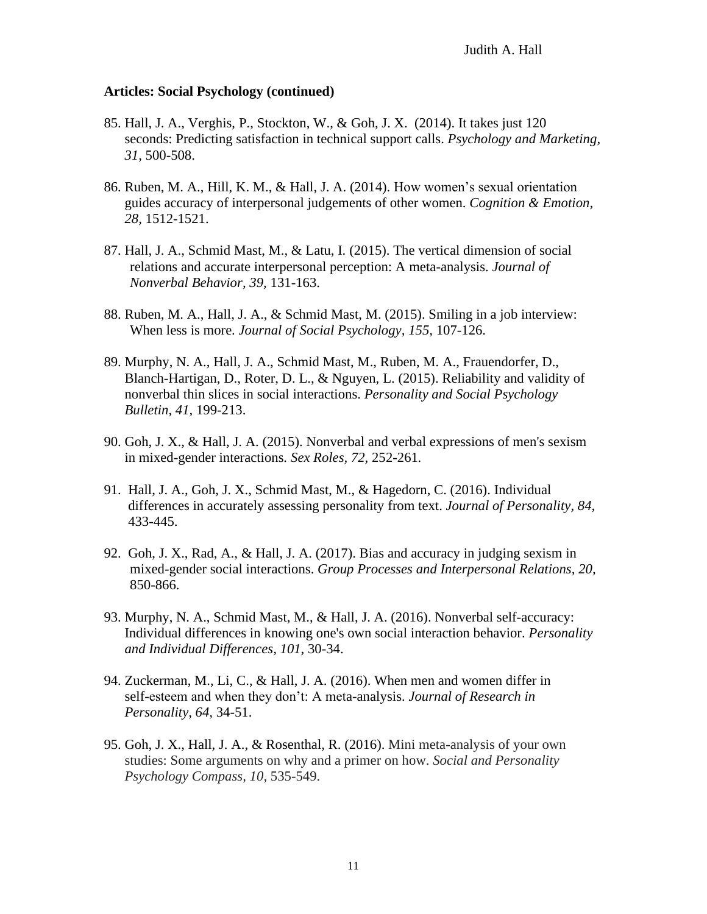**Articles: Social Psychology (continued)**

85. Hall, J. A., Verghis, P., Stockton, W., & Goh, J. X. (2014). It takes just 120 seconds: Predicting satisfaction in technical support calls. *Psychology and Marketing, 31,* 500-508.

86. Ruben, M. A., Hill, K. M., & Hall, J. A. (2014). How women's sexual orientation guides accuracy of interpersonal judgements of other women. *Cognition & Emotion, 28,* 1512-1521.

87. Hall, J. A., Schmid Mast, M., & Latu, I. (2015). The vertical dimension of social relations and accurate interpersonal perception: A meta-analysis. *Journal of Nonverbal Behavior, 39,* 131-163.

88. Ruben, M. A., Hall, J. A., & Schmid Mast, M. (2015). Smiling in a job interview: When less is more. *Journal of Social Psychology, 155,* 107-126.

89. Murphy, N. A., Hall, J. A., Schmid Mast, M., Ruben, M. A., Frauendorfer, D., Blanch-Hartigan, D., Roter, D. L., & Nguyen, L. (2015). Reliability and validity of nonverbal thin slices in social interactions. *Personality and Social Psychology Bulletin, 41,* 199-213.

90. Goh, J. X., & Hall, J. A. (2015). Nonverbal and verbal expressions of men's sexism in mixed-gender interactions. *Sex Roles, 72,* 252-261.

91. Hall, J. A., Goh, J. X., Schmid Mast, M., & Hagedorn, C. (2016). Individual differences in accurately assessing personality from text. *Journal of Personality, 84,* 433-445.

92. Goh, J. X., Rad, A., & Hall, J. A. (2017). Bias and accuracy in judging sexism in mixed-gender social interactions. *Group Processes and Interpersonal Relations, 20,* 850-866.

93. Murphy, N. A., Schmid Mast, M., & Hall, J. A. (2016). Nonverbal self-accuracy: Individual differences in knowing one's own social interaction behavior. *Personality and Individual Differences, 101,* 30-34.

94. Zuckerman, M., Li, C., & Hall, J. A. (2016). When men and women differ in self-esteem and when they don't: A meta-analysis. *Journal of Research in Personality, 64,* 34-51.

95. Goh, J. X., Hall, J. A., & Rosenthal, R. (2016). Mini meta-analysis of your own studies: Some arguments on why and a primer on how. *Social and Personality Psychology Compass, 10,* 535-549.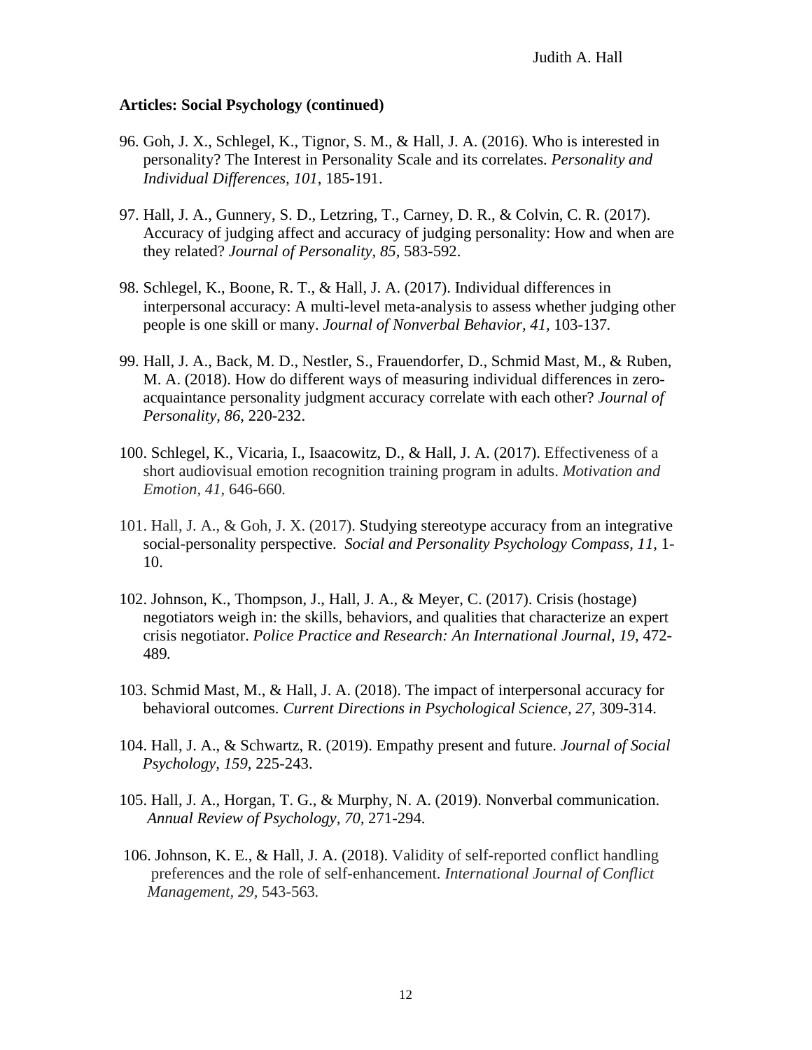**Articles: Social Psychology (continued)**

96. Goh, J. X., Schlegel, K., Tignor, S. M., & Hall, J. A. (2016). Who is interested in personality? The Interest in Personality Scale and its correlates. *Personality and Individual Differences, 101*, 185-191.

97. Hall, J. A., Gunnery, S. D., Letzring, T., Carney, D. R., & Colvin, C. R. (2017). Accuracy of judging affect and accuracy of judging personality: How and when are they related? *Journal of Personality, 85*, 583-592.

98. Schlegel, K., Boone, R. T., & Hall, J. A. (2017). Individual differences in interpersonal accuracy: A multi-level meta-analysis to assess whether judging other people is one skill or many. *Journal of Nonverbal Behavior, 41*, 103-137.

99. Hall, J. A., Back, M. D., Nestler, S., Frauendorfer, D., Schmid Mast, M., & Ruben, M. A. (2018). How do different ways of measuring individual differences in zero-acquaintance personality judgment accuracy correlate with each other? *Journal of Personality, 86*, 220-232.

100. Schlegel, K., Vicaria, I., Isaacowitz, D., & Hall, J. A. (2017). Effectiveness of a short audiovisual emotion recognition training program in adults. *Motivation and Emotion, 41*, 646-660.

101. Hall, J. A., & Goh, J. X. (2017). Studying stereotype accuracy from an integrative social-personality perspective. *Social and Personality Psychology Compass, 11*, 1-10.

102. Johnson, K., Thompson, J., Hall, J. A., & Meyer, C. (2017). Crisis (hostage) negotiators weigh in: the skills, behaviors, and qualities that characterize an expert crisis negotiator. *Police Practice and Research: An International Journal, 19*, 472-489.

103. Schmid Mast, M., & Hall, J. A. (2018). The impact of interpersonal accuracy for behavioral outcomes. *Current Directions in Psychological Science, 27*, 309-314.

104. Hall, J. A., & Schwartz, R. (2019). Empathy present and future. *Journal of Social Psychology, 159*, 225-243.

105. Hall, J. A., Horgan, T. G., & Murphy, N. A. (2019). Nonverbal communication. *Annual Review of Psychology, 70*, 271-294.

106. Johnson, K. E., & Hall, J. A. (2018). Validity of self-reported conflict handling preferences and the role of self-enhancement. *International Journal of Conflict Management, 29*, 543-563.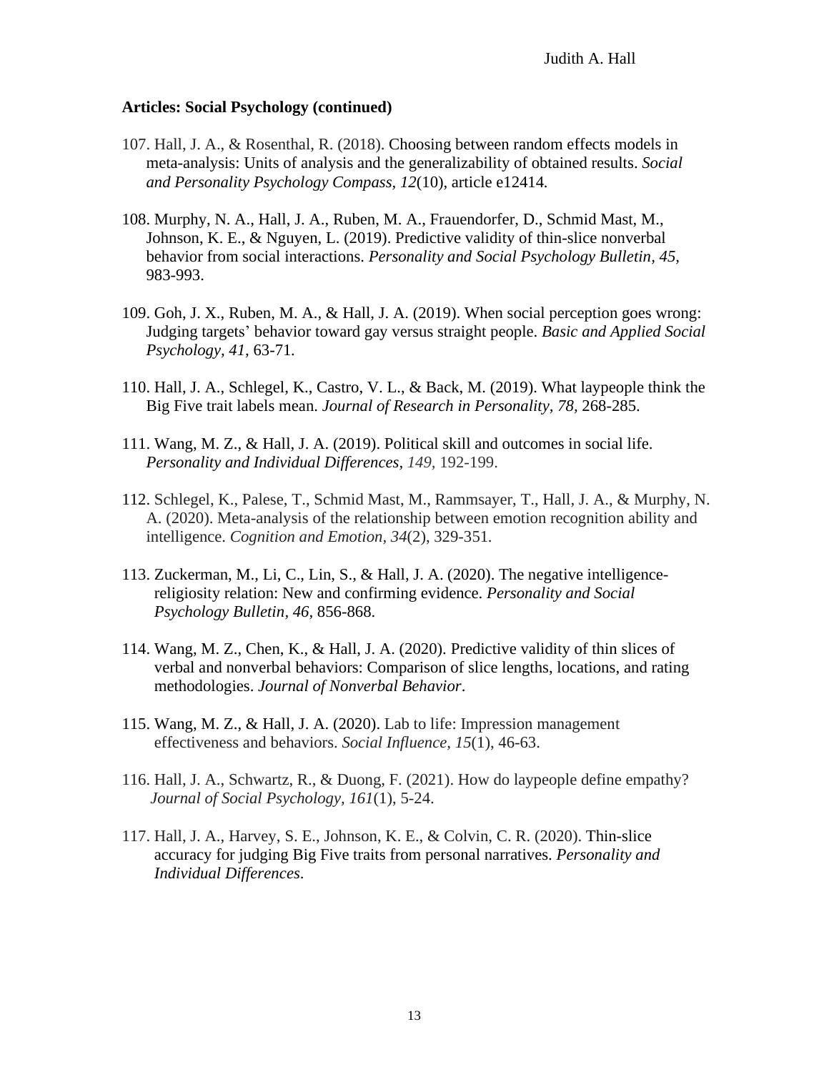**Articles: Social Psychology (continued)**

107. Hall, J. A., & Rosenthal, R. (2018). Choosing between random effects models in meta-analysis: Units of analysis and the generalizability of obtained results. *Social and Personality Psychology Compass*, *12*(10), article e12414*.*

108. Murphy, N. A., Hall, J. A., Ruben, M. A., Frauendorfer, D., Schmid Mast, M., Johnson, K. E., & Nguyen, L. (2019). Predictive validity of thin-slice nonverbal behavior from social interactions. *Personality and Social Psychology Bulletin, 45,* 983-993.

109. Goh, J. X., Ruben, M. A., & Hall, J. A. (2019). When social perception goes wrong: Judging targets' behavior toward gay versus straight people. *Basic and Applied Social Psychology, 41,* 63-71.

110. Hall, J. A., Schlegel, K., Castro, V. L., & Back, M. (2019). What laypeople think the Big Five trait labels mean. *Journal of Research in Personality, 78,* 268-285.

111. Wang, M. Z., & Hall, J. A. (2019). Political skill and outcomes in social life. *Personality and Individual Differences*, *149,* 192-199.

112. Schlegel, K., Palese, T., Schmid Mast, M., Rammsayer, T., Hall, J. A., & Murphy, N. A. (2020). Meta-analysis of the relationship between emotion recognition ability and intelligence. *Cognition and Emotion*, *34*(2), 329-351.

113. Zuckerman, M., Li, C., Lin, S., & Hall, J. A. (2020). The negative intelligence-religiosity relation: New and confirming evidence. *Personality and Social Psychology Bulletin*, *46,* 856-868.

114. Wang, M. Z., Chen, K., & Hall, J. A. (2020). Predictive validity of thin slices of verbal and nonverbal behaviors: Comparison of slice lengths, locations, and rating methodologies. *Journal of Nonverbal Behavior*.

115. Wang, M. Z., & Hall, J. A. (2020). Lab to life: Impression management effectiveness and behaviors. *Social Influence, 15*(1), 46-63.

116. Hall, J. A., Schwartz, R., & Duong, F. (2021). How do laypeople define empathy? *Journal of Social Psychology, 161*(1), 5-24.

117. Hall, J. A., Harvey, S. E., Johnson, K. E., & Colvin, C. R. (2020). Thin-slice accuracy for judging Big Five traits from personal narratives. *Personality and Individual Differences*.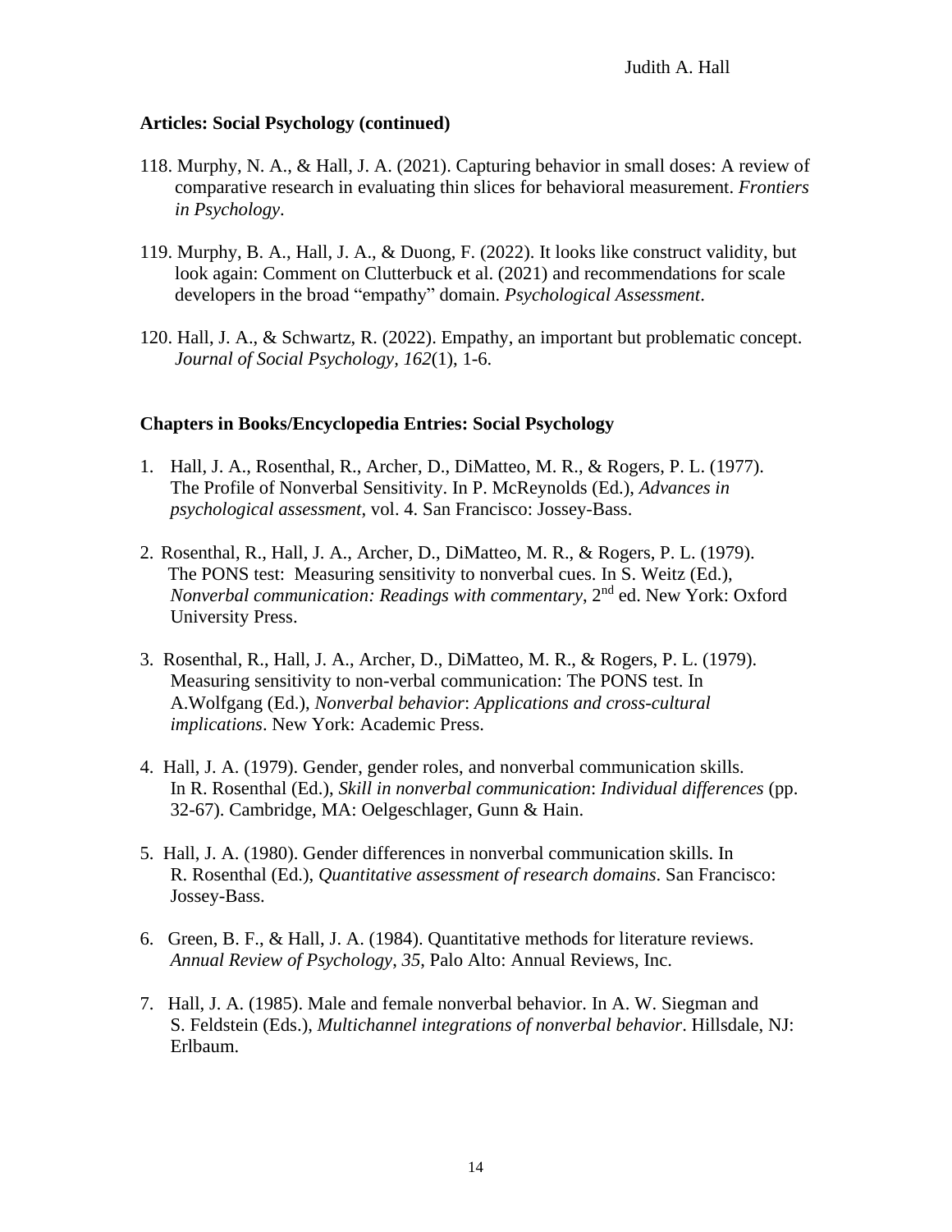**Articles: Social Psychology (continued)**

118. Murphy, N. A., & Hall, J. A. (2021). Capturing behavior in small doses: A review of comparative research in evaluating thin slices for behavioral measurement. *Frontiers in Psychology*.

119. Murphy, B. A., Hall, J. A., & Duong, F. (2022). It looks like construct validity, but look again: Comment on Clutterbuck et al. (2021) and recommendations for scale developers in the broad "empathy" domain. *Psychological Assessment*.

120. Hall, J. A., & Schwartz, R. (2022). Empathy, an important but problematic concept. *Journal of Social Psychology, 162*(1), 1-6.

**Chapters in Books/Encyclopedia Entries: Social Psychology**

1. Hall, J. A., Rosenthal, R., Archer, D., DiMatteo, M. R., & Rogers, P. L. (1977). The Profile of Nonverbal Sensitivity. In P. McReynolds (Ed.), *Advances in psychological assessment*, vol. 4. San Francisco: Jossey-Bass.

2. Rosenthal, R., Hall, J. A., Archer, D., DiMatteo, M. R., & Rogers, P. L. (1979). The PONS test: Measuring sensitivity to nonverbal cues. In S. Weitz (Ed.), *Nonverbal communication: Readings with commentary*, 2nd ed. New York: Oxford University Press.

3. Rosenthal, R., Hall, J. A., Archer, D., DiMatteo, M. R., & Rogers, P. L. (1979). Measuring sensitivity to non-verbal communication: The PONS test. In A.Wolfgang (Ed.), *Nonverbal behavior*: *Applications and cross-cultural implications*. New York: Academic Press.

4. Hall, J. A. (1979). Gender, gender roles, and nonverbal communication skills. In R. Rosenthal (Ed.), *Skill in nonverbal communication*: *Individual differences* (pp. 32-67). Cambridge, MA: Oelgeschlager, Gunn & Hain.

5. Hall, J. A. (1980). Gender differences in nonverbal communication skills. In R. Rosenthal (Ed.), *Quantitative assessment of research domains*. San Francisco: Jossey-Bass.

6. Green, B. F., & Hall, J. A. (1984). Quantitative methods for literature reviews. *Annual Review of Psychology*, *35*, Palo Alto: Annual Reviews, Inc.

7. Hall, J. A. (1985). Male and female nonverbal behavior. In A. W. Siegman and S. Feldstein (Eds.), *Multichannel integrations of nonverbal behavior*. Hillsdale, NJ: Erlbaum.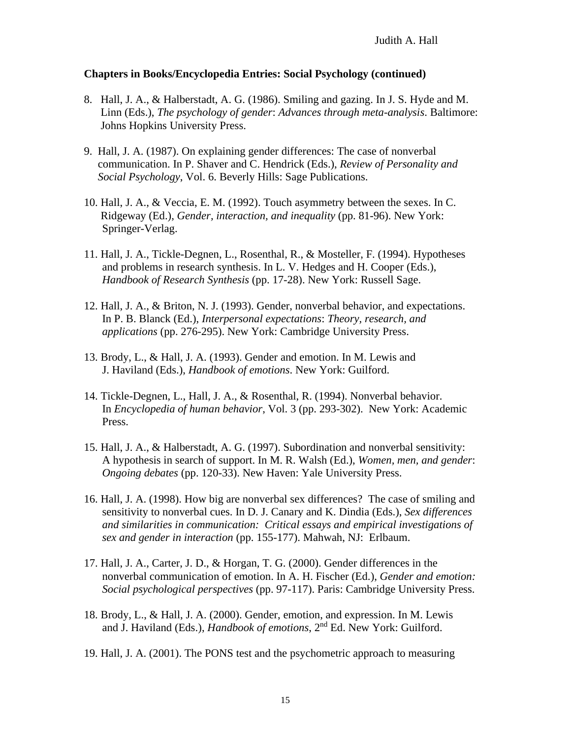**Chapters in Books/Encyclopedia Entries: Social Psychology (continued)**

8. Hall, J. A., & Halberstadt, A. G. (1986). Smiling and gazing. In J. S. Hyde and M. Linn (Eds.), *The psychology of gender*: *Advances through meta-analysis*. Baltimore: Johns Hopkins University Press.

9. Hall, J. A. (1987). On explaining gender differences: The case of nonverbal communication. In P. Shaver and C. Hendrick (Eds.), *Review of Personality and Social Psychology*, Vol. 6. Beverly Hills: Sage Publications.

10. Hall, J. A., & Veccia, E. M. (1992). Touch asymmetry between the sexes. In C. Ridgeway (Ed.), *Gender, interaction, and inequality* (pp. 81-96). New York: Springer-Verlag.

11. Hall, J. A., Tickle-Degnen, L., Rosenthal, R., & Mosteller, F. (1994). Hypotheses and problems in research synthesis. In L. V. Hedges and H. Cooper (Eds.), *Handbook of Research Synthesis* (pp. 17-28). New York: Russell Sage.

12. Hall, J. A., & Briton, N. J. (1993). Gender, nonverbal behavior, and expectations. In P. B. Blanck (Ed.), *Interpersonal expectations*: *Theory, research, and applications* (pp. 276-295). New York: Cambridge University Press.

13. Brody, L., & Hall, J. A. (1993). Gender and emotion. In M. Lewis and J. Haviland (Eds.), *Handbook of emotions*. New York: Guilford.

14. Tickle-Degnen, L., Hall, J. A., & Rosenthal, R. (1994). Nonverbal behavior. In *Encyclopedia of human behavior*, Vol. 3 (pp. 293-302). New York: Academic Press.

15. Hall, J. A., & Halberstadt, A. G. (1997). Subordination and nonverbal sensitivity: A hypothesis in search of support. In M. R. Walsh (Ed.), *Women, men, and gender*: *Ongoing debates* (pp. 120-33). New Haven: Yale University Press.

16. Hall, J. A. (1998). How big are nonverbal sex differences? The case of smiling and sensitivity to nonverbal cues. In D. J. Canary and K. Dindia (Eds.), *Sex differences and similarities in communication: Critical essays and empirical investigations of sex and gender in interaction* (pp. 155-177). Mahwah, NJ: Erlbaum.

17. Hall, J. A., Carter, J. D., & Horgan, T. G. (2000). Gender differences in the nonverbal communication of emotion. In A. H. Fischer (Ed.), *Gender and emotion: Social psychological perspectives* (pp. 97-117). Paris: Cambridge University Press.

18. Brody, L., & Hall, J. A. (2000). Gender, emotion, and expression. In M. Lewis and J. Haviland (Eds.), *Handbook of emotions*, 2nd Ed. New York: Guilford.

19. Hall, J. A. (2001). The PONS test and the psychometric approach to measuring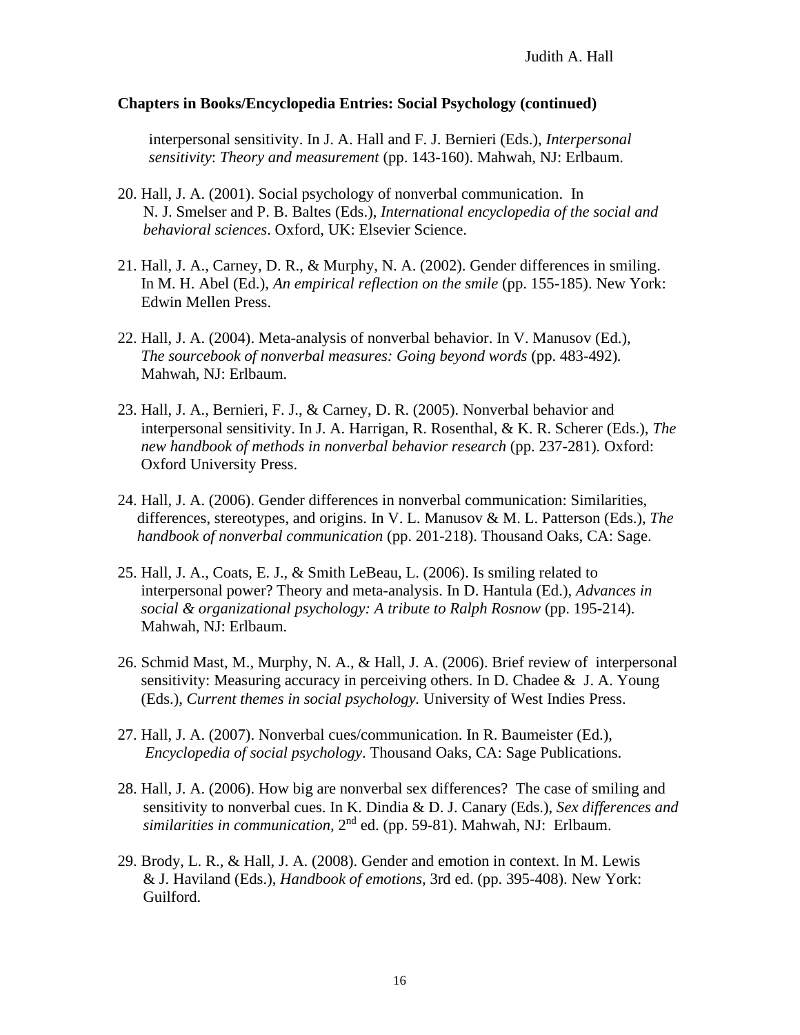**Chapters in Books/Encyclopedia Entries: Social Psychology (continued)**

interpersonal sensitivity. In J. A. Hall and F. J. Bernieri (Eds.), *Interpersonal sensitivity*: *Theory and measurement* (pp. 143-160). Mahwah, NJ: Erlbaum.

20. Hall, J. A. (2001). Social psychology of nonverbal communication. In N. J. Smelser and P. B. Baltes (Eds.), *International encyclopedia of the social and behavioral sciences*. Oxford, UK: Elsevier Science.

21. Hall, J. A., Carney, D. R., & Murphy, N. A. (2002). Gender differences in smiling. In M. H. Abel (Ed.), *An empirical reflection on the smile* (pp. 155-185). New York: Edwin Mellen Press.

22. Hall, J. A. (2004). Meta-analysis of nonverbal behavior. In V. Manusov (Ed.), *The sourcebook of nonverbal measures: Going beyond words* (pp. 483-492). Mahwah, NJ: Erlbaum.

23. Hall, J. A., Bernieri, F. J., & Carney, D. R. (2005). Nonverbal behavior and interpersonal sensitivity. In J. A. Harrigan, R. Rosenthal, & K. R. Scherer (Eds.), *The new handbook of methods in nonverbal behavior research* (pp. 237-281). Oxford: Oxford University Press.

24. Hall, J. A. (2006). Gender differences in nonverbal communication: Similarities, differences, stereotypes, and origins. In V. L. Manusov & M. L. Patterson (Eds.), *The handbook of nonverbal communication* (pp. 201-218). Thousand Oaks, CA: Sage.

25. Hall, J. A., Coats, E. J., & Smith LeBeau, L. (2006). Is smiling related to interpersonal power? Theory and meta-analysis. In D. Hantula (Ed.), *Advances in social & organizational psychology: A tribute to Ralph Rosnow* (pp. 195-214). Mahwah, NJ: Erlbaum.

26. Schmid Mast, M., Murphy, N. A., & Hall, J. A. (2006). Brief review of interpersonal sensitivity: Measuring accuracy in perceiving others. In D. Chadee & J. A. Young (Eds.), *Current themes in social psychology.* University of West Indies Press.

27. Hall, J. A. (2007). Nonverbal cues/communication. In R. Baumeister (Ed.), *Encyclopedia of social psychology*. Thousand Oaks, CA: Sage Publications.

28. Hall, J. A. (2006). How big are nonverbal sex differences? The case of smiling and sensitivity to nonverbal cues. In K. Dindia & D. J. Canary (Eds.), *Sex differences and similarities in communication*, 2nd ed. (pp. 59-81). Mahwah, NJ: Erlbaum.

29. Brody, L. R., & Hall, J. A. (2008). Gender and emotion in context. In M. Lewis & J. Haviland (Eds.), *Handbook of emotions*, 3rd ed. (pp. 395-408). New York: Guilford.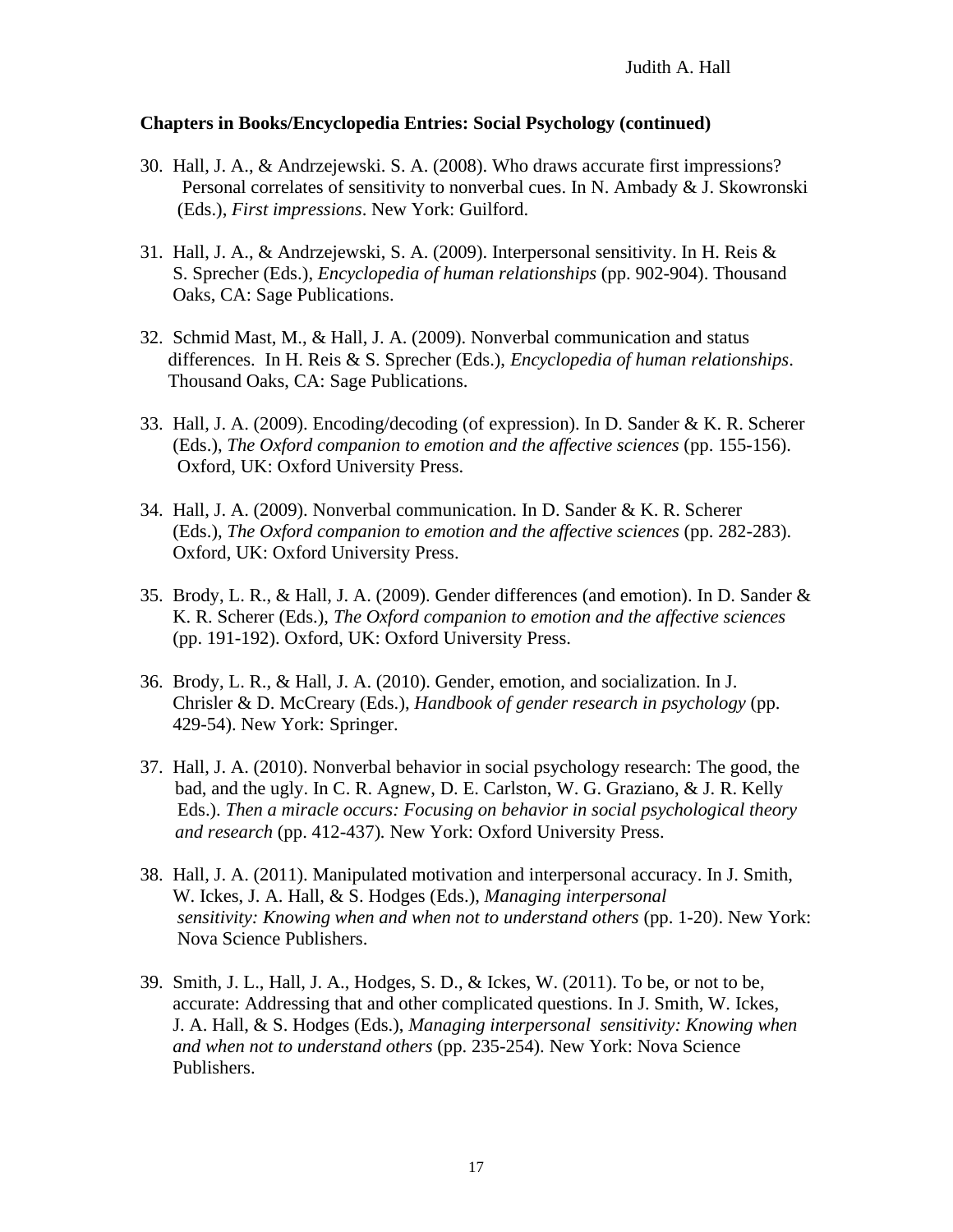**Chapters in Books/Encyclopedia Entries: Social Psychology (continued)**

30. Hall, J. A., & Andrzejewski. S. A. (2008). Who draws accurate first impressions? Personal correlates of sensitivity to nonverbal cues. In N. Ambady & J. Skowronski (Eds.), *First impressions*. New York: Guilford.

31. Hall, J. A., & Andrzejewski, S. A. (2009). Interpersonal sensitivity. In H. Reis & S. Sprecher (Eds.), *Encyclopedia of human relationships* (pp. 902-904). Thousand Oaks, CA: Sage Publications.

32. Schmid Mast, M., & Hall, J. A. (2009). Nonverbal communication and status differences. In H. Reis & S. Sprecher (Eds.), *Encyclopedia of human relationships*. Thousand Oaks, CA: Sage Publications.

33. Hall, J. A. (2009). Encoding/decoding (of expression). In D. Sander & K. R. Scherer (Eds.), *The Oxford companion to emotion and the affective sciences* (pp. 155-156). Oxford, UK: Oxford University Press.

34. Hall, J. A. (2009). Nonverbal communication. In D. Sander & K. R. Scherer (Eds.), *The Oxford companion to emotion and the affective sciences* (pp. 282-283). Oxford, UK: Oxford University Press.

35. Brody, L. R., & Hall, J. A. (2009). Gender differences (and emotion). In D. Sander & K. R. Scherer (Eds.), *The Oxford companion to emotion and the affective sciences* (pp. 191-192). Oxford, UK: Oxford University Press.

36. Brody, L. R., & Hall, J. A. (2010). Gender, emotion, and socialization. In J. Chrisler & D. McCreary (Eds.), *Handbook of gender research in psychology* (pp. 429-54). New York: Springer.

37. Hall, J. A. (2010). Nonverbal behavior in social psychology research: The good, the bad, and the ugly. In C. R. Agnew, D. E. Carlston, W. G. Graziano, & J. R. Kelly Eds.). *Then a miracle occurs: Focusing on behavior in social psychological theory and research* (pp. 412-437). New York: Oxford University Press.

38. Hall, J. A. (2011). Manipulated motivation and interpersonal accuracy. In J. Smith, W. Ickes, J. A. Hall, & S. Hodges (Eds.), *Managing interpersonal sensitivity: Knowing when and when not understand others* (pp. 1-20). New York: Nova Science Publishers.

39. Smith, J. L., Hall, J. A., Hodges, S. D., & Ickes, W. (2011). To be, or not to be, accurate: Addressing that and other complicated questions. In J. Smith, W. Ickes, J. A. Hall, & S. Hodges (Eds.), *Managing interpersonal sensitivity: Knowing when and when not to understand others* (pp. 235-254). New York: Nova Science Publishers.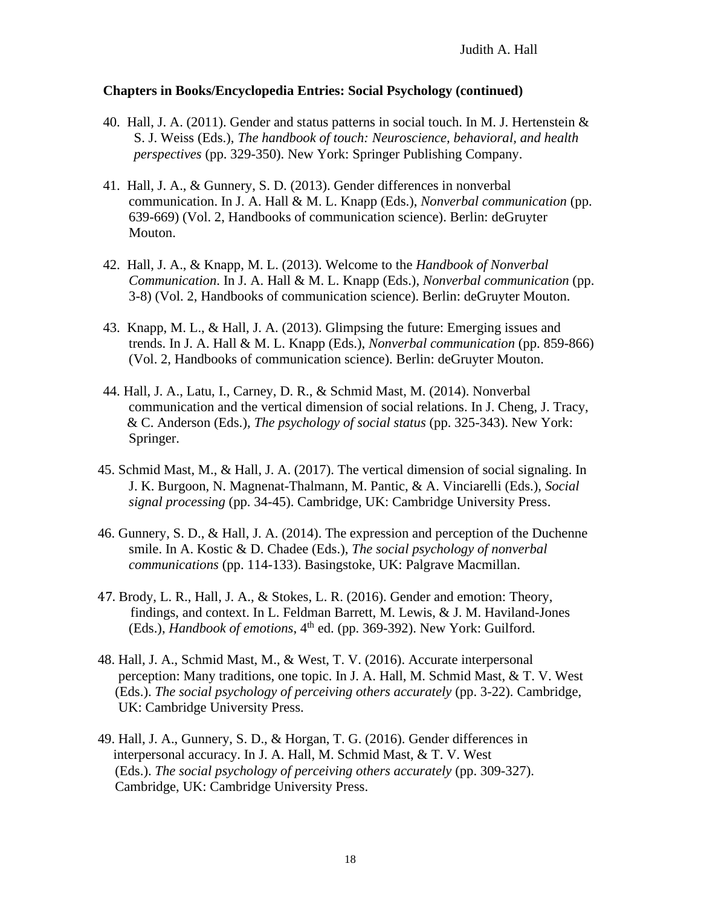**Chapters in Books/Encyclopedia Entries: Social Psychology (continued)**

40. Hall, J. A. (2011). Gender and status patterns in social touch. In M. J. Hertenstein & S. J. Weiss (Eds.), *The handbook of touch: Neuroscience, behavioral, and health perspectives* (pp. 329-350). New York: Springer Publishing Company.

41. Hall, J. A., & Gunnery, S. D. (2013). Gender differences in nonverbal communication. In J. A. Hall & M. L. Knapp (Eds.), *Nonverbal communication* (pp. 639-669) (Vol. 2, Handbooks of communication science). Berlin: deGruyter Mouton.

42. Hall, J. A., & Knapp, M. L. (2013). Welcome to the *Handbook of Nonverbal Communication*. In J. A. Hall & M. L. Knapp (Eds.), *Nonverbal communication* (pp. 3-8) (Vol. 2, Handbooks of communication science). Berlin: deGruyter Mouton.

43. Knapp, M. L., & Hall, J. A. (2013). Glimpsing the future: Emerging issues and trends. In J. A. Hall & M. L. Knapp (Eds.), *Nonverbal communication* (pp. 859-866) (Vol. 2, Handbooks of communication science). Berlin: deGruyter Mouton.

44. Hall, J. A., Latu, I., Carney, D. R., & Schmid Mast, M. (2014). Nonverbal communication and the vertical dimension of social relations. In J. Cheng, J. Tracy, & C. Anderson (Eds.), *The psychology of social status* (pp. 325-343). New York: Springer.

45. Schmid Mast, M., & Hall, J. A. (2017). The vertical dimension of social signaling. In J. K. Burgoon, N. Magnenat-Thalmann, M. Pantic, & A. Vinciarelli (Eds.), *Social signal processing* (pp. 34-45). Cambridge, UK: Cambridge University Press.

46. Gunnery, S. D., & Hall, J. A. (2014). The expression and perception of the Duchenne smile. In A. Kostic & D. Chadee (Eds.), *The social psychology of nonverbal communications* (pp. 114-133). Basingstoke, UK: Palgrave Macmillan.

47. Brody, L. R., Hall, J. A., & Stokes, L. R. (2016). Gender and emotion: Theory, findings, and context. In L. Feldman Barrett, M. Lewis, & J. M. Haviland-Jones (Eds.), *Handbook of emotions*, 4th ed. (pp. 369-392). New York: Guilford.

48. Hall, J. A., Schmid Mast, M., & West, T. V. (2016). Accurate interpersonal perception: Many traditions, one topic. In J. A. Hall, M. Schmid Mast, & T. V. West (Eds.). *The social psychology of perceiving others accurately* (pp. 3-22). Cambridge, UK: Cambridge University Press.

49. Hall, J. A., Gunnery, S. D., & Horgan, T. G. (2016). Gender differences in interpersonal accuracy. In J. A. Hall, M. Schmid Mast, & T. V. West (Eds.). *The social psychology of perceiving others accurately* (pp. 309-327). Cambridge, UK: Cambridge University Press.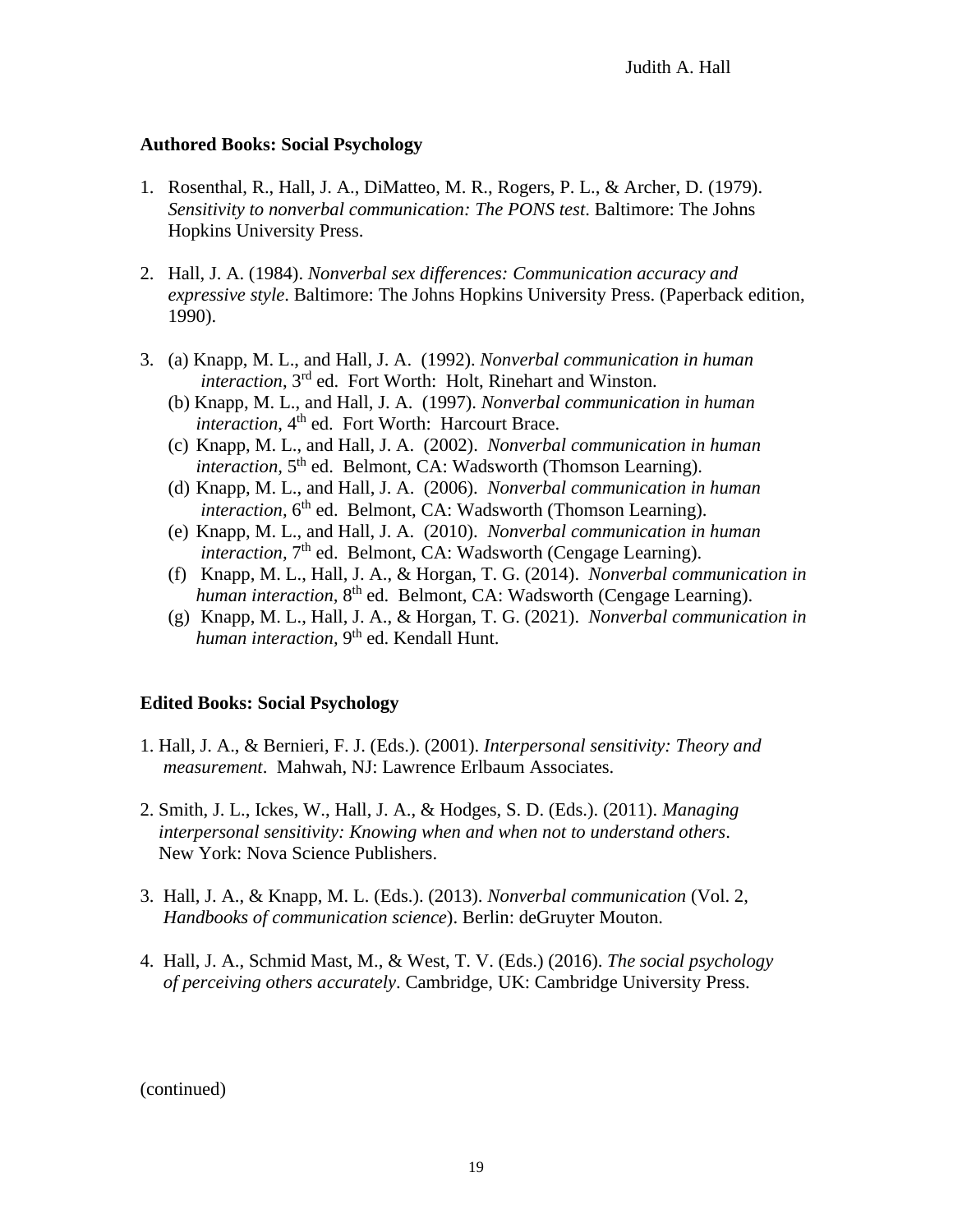**Authored Books: Social Psychology**

1. Rosenthal, R., Hall, J. A., DiMatteo, M. R., Rogers, P. L., & Archer, D. (1979). *Sensitivity to nonverbal communication: The PONS test*. Baltimore: The Johns Hopkins University Press.

2. Hall, J. A. (1984). *Nonverbal sex differences: Communication accuracy and expressive style*. Baltimore: The Johns Hopkins University Press. (Paperback edition, 1990).

3. (a) Knapp, M. L., and Hall, J. A. (1992). *Nonverbal communication in human interaction*, 3rd ed. Fort Worth: Holt, Rinehart and Winston.
   (b) Knapp, M. L., and Hall, J. A. (1997). *Nonverbal communication in human interaction*, 4th ed. Fort Worth: Harcourt Brace.
   (c) Knapp, M. L., and Hall, J. A. (2002). *Nonverbal communication in human interaction*, 5th ed. Belmont, CA: Wadsworth (Thomson Learning).
   (d) Knapp, M. L., and Hall, J. A. (2006). *Nonverbal communication in human interaction*, 6th ed. Belmont, CA: Wadsworth (Thomson Learning).
   (e) Knapp, M. L., and Hall, J. A. (2010). *Nonverbal communication in human interaction*, 7th ed. Belmont, CA: Wadsworth (Cengage Learning).
   (f) Knapp, M. L., Hall, J. A., & Horgan, T. G. (2014). *Nonverbal communication in human interaction*, 8th ed. Belmont, CA: Wadsworth (Cengage Learning).
   (g) Knapp, M. L., Hall, J. A., & Horgan, T. G. (2021). *Nonverbal communication in human interaction*, 9th ed. Kendall Hunt.

**Edited Books: Social Psychology**

1. Hall, J. A., & Bernieri, F. J. (Eds.). (2001). *Interpersonal sensitivity: Theory and measurement*. Mahwah, NJ: Lawrence Erlbaum Associates.

2. Smith, J. L., Ickes, W., Hall, J. A., & Hodges, S. D. (Eds.). (2011). *Managing interpersonal sensitivity: Knowing when and when not to understand others*. New York: Nova Science Publishers.

3. Hall, J. A., & Knapp, M. L. (Eds.). (2013). *Nonverbal communication* (Vol. 2, *Handbooks of communication science*). Berlin: deGruyter Mouton.

4. Hall, J. A., Schmid Mast, M., & West, T. V. (Eds.) (2016). *The social psychology of perceiving others accurately*. Cambridge, UK: Cambridge University Press.

(continued)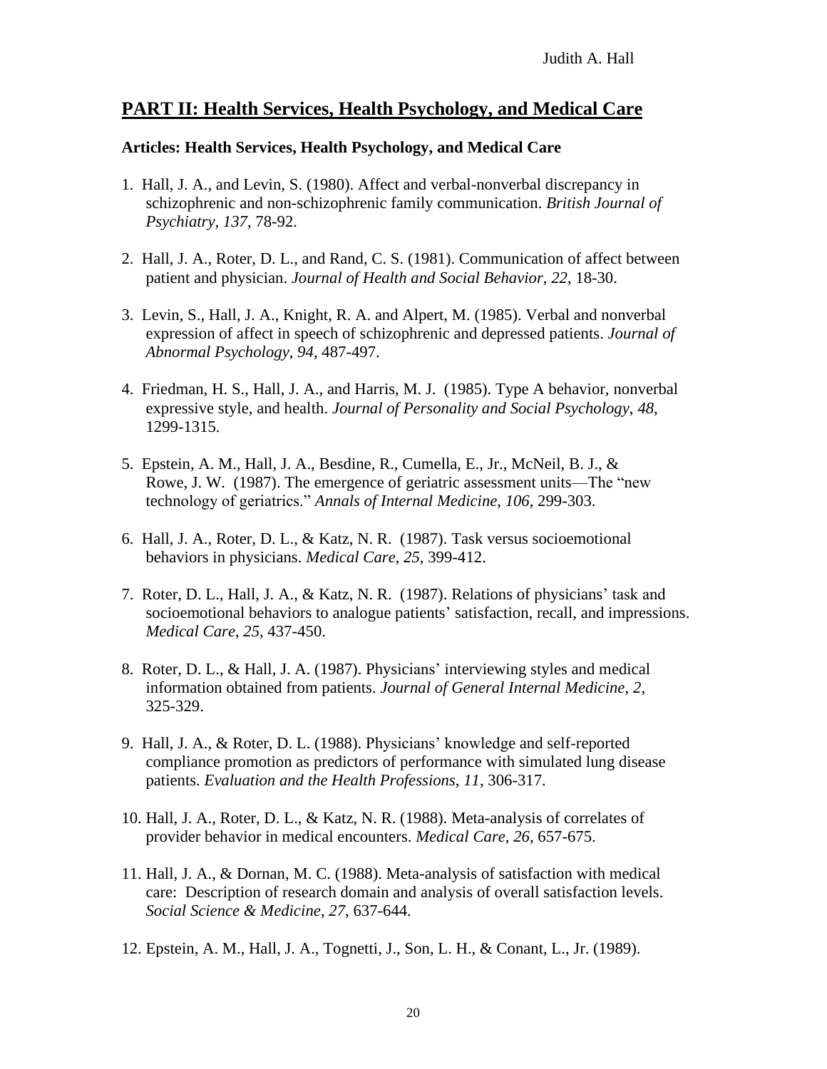## PART II: Health Services, Health Psychology, and Medical Care

### Articles: Health Services, Health Psychology, and Medical Care

1. Hall, J. A., and Levin, S. (1980). Affect and verbal-nonverbal discrepancy in schizophrenic and non-schizophrenic family communication. *British Journal of Psychiatry*, *137*, 78-92.

2. Hall, J. A., Roter, D. L., and Rand, C. S. (1981). Communication of affect between patient and physician. *Journal of Health and Social Behavior*, *22*, 18-30.

3. Levin, S., Hall, J. A., Knight, R. A. and Alpert, M. (1985). Verbal and nonverbal expression of affect in speech of schizophrenic and depressed patients. *Journal of Abnormal Psychology*, *94*, 487-497.

4. Friedman, H. S., Hall, J. A., and Harris, M. J. (1985). Type A behavior, nonverbal expressive style, and health. *Journal of Personality and Social Psychology*, *48*, 1299-1315.

5. Epstein, A. M., Hall, J. A., Besdine, R., Cumella, E., Jr., McNeil, B. J., & Rowe, J. W. (1987). The emergence of geriatric assessment units—The "new technology of geriatrics." *Annals of Internal Medicine*, *106*, 299-303.

6. Hall, J. A., Roter, D. L., & Katz, N. R. (1987). Task versus socioemotional behaviors in physicians. *Medical Care*, *25*, 399-412.

7. Roter, D. L., Hall, J. A., & Katz, N. R. (1987). Relations of physicians' task and socioemotional behaviors to analogue patients' satisfaction, recall, and impressions. *Medical Care*, *25*, 437-450.

8. Roter, D. L., & Hall, J. A. (1987). Physicians' interviewing styles and medical information obtained from patients. *Journal of General Internal Medicine*, *2*, 325-329.

9. Hall, J. A., & Roter, D. L. (1988). Physicians' knowledge and self-reported compliance promotion as predictors of performance with simulated lung disease patients. *Evaluation and the Health Professions*, *11*, 306-317.

10. Hall, J. A., Roter, D. L., & Katz, N. R. (1988). Meta-analysis of correlates of provider behavior in medical encounters. *Medical Care*, *26*, 657-675.

11. Hall, J. A., & Dornan, M. C. (1988). Meta-analysis of satisfaction with medical care: Description of research domain and analysis of overall satisfaction levels. *Social Science & Medicine*, *27*, 637-644.

12. Epstein, A. M., Hall, J. A., Tognetti, J., Son, L. H., & Conant, L., Jr. (1989).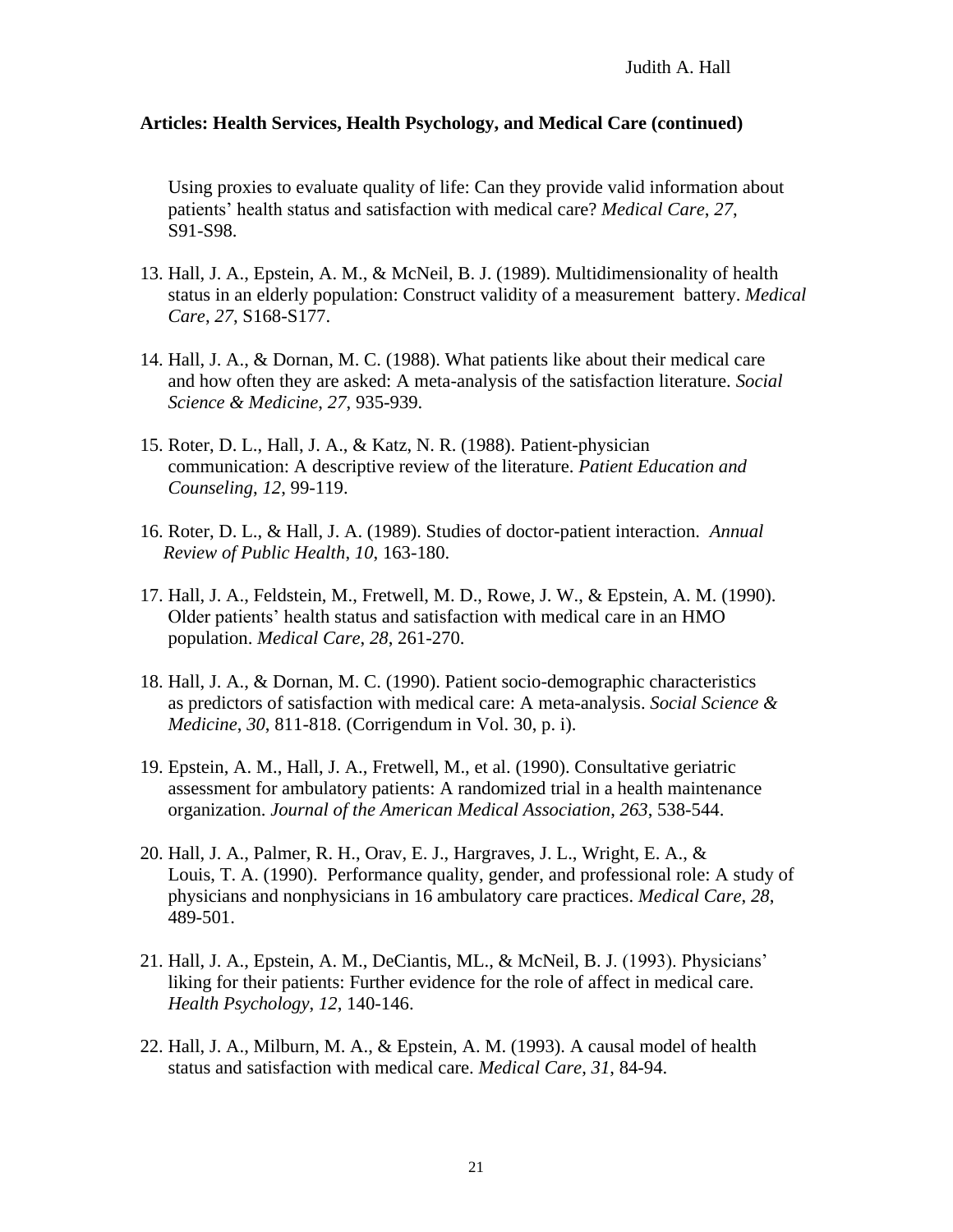**Articles: Health Services, Health Psychology, and Medical Care (continued)**

Using proxies to evaluate quality of life: Can they provide valid information about patients' health status and satisfaction with medical care? *Medical Care*, *27*, S91-S98.

13. Hall, J. A., Epstein, A. M., & McNeil, B. J. (1989). Multidimensionality of health status in an elderly population: Construct validity of a measurement battery. *Medical Care*, *27*, S168-S177.

14. Hall, J. A., & Dornan, M. C. (1988). What patients like about their medical care and how often they are asked: A meta-analysis of the satisfaction literature. *Social Science & Medicine*, *27*, 935-939.

15. Roter, D. L., Hall, J. A., & Katz, N. R. (1988). Patient-physician communication: A descriptive review of the literature. *Patient Education and Counseling*, *12*, 99-119.

16. Roter, D. L., & Hall, J. A. (1989). Studies of doctor-patient interaction. *Annual Review of Public Health*, *10*, 163-180.

17. Hall, J. A., Feldstein, M., Fretwell, M. D., Rowe, J. W., & Epstein, A. M. (1990). Older patients' health status and satisfaction with medical care in an HMO population. *Medical Care*, *28*, 261-270.

18. Hall, J. A., & Dornan, M. C. (1990). Patient socio-demographic characteristics as predictors of satisfaction with medical care: A meta-analysis. *Social Science & Medicine*, *30*, 811-818. (Corrigendum in Vol. 30, p. i).

19. Epstein, A. M., Hall, J. A., Fretwell, M., et al. (1990). Consultative geriatric assessment for ambulatory patients: A randomized trial in a health maintenance organization. *Journal of the American Medical Association*, *263*, 538-544.

20. Hall, J. A., Palmer, R. H., Orav, E. J., Hargraves, J. L., Wright, E. A., & Louis, T. A. (1990). Performance quality, gender, and professional role: A study of physicians and nonphysicians in 16 ambulatory care practices. *Medical Care*, *28*, 489-501.

21. Hall, J. A., Epstein, A. M., DeCiantis, ML., & McNeil, B. J. (1993). Physicians' liking for their patients: Further evidence for the role of affect in medical care. *Health Psychology*, *12*, 140-146.

22. Hall, J. A., Milburn, M. A., & Epstein, A. M. (1993). A causal model of health status and satisfaction with medical care. *Medical Care*, *31*, 84-94.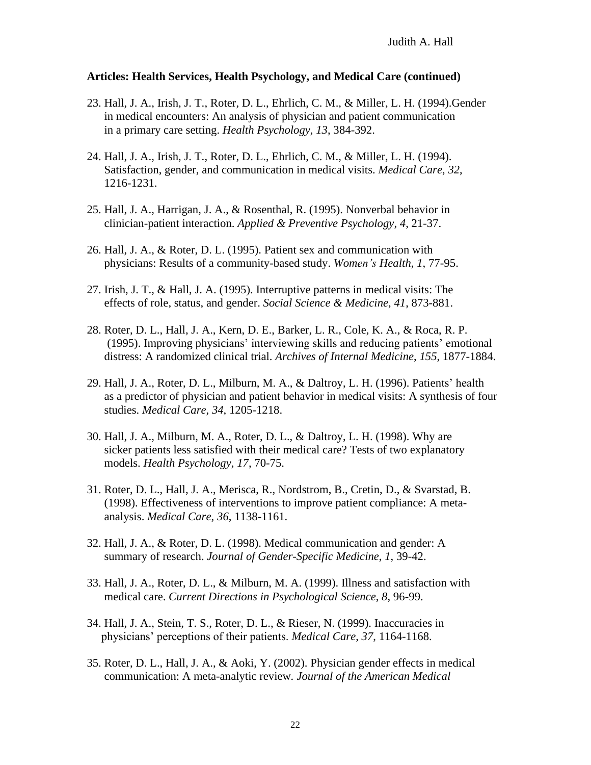**Articles: Health Services, Health Psychology, and Medical Care (continued)**

23. Hall, J. A., Irish, J. T., Roter, D. L., Ehrlich, C. M., & Miller, L. H. (1994).Gender in medical encounters: An analysis of physician and patient communication in a primary care setting. *Health Psychology*, *13*, 384-392.

24. Hall, J. A., Irish, J. T., Roter, D. L., Ehrlich, C. M., & Miller, L. H. (1994). Satisfaction, gender, and communication in medical visits. *Medical Care*, *32*, 1216-1231.

25. Hall, J. A., Harrigan, J. A., & Rosenthal, R. (1995). Nonverbal behavior in clinician-patient interaction. *Applied & Preventive Psychology*, *4*, 21-37.

26. Hall, J. A., & Roter, D. L. (1995). Patient sex and communication with physicians: Results of a community-based study. *Women's Health*, *1*, 77-95.

27. Irish, J. T., & Hall, J. A. (1995). Interruptive patterns in medical visits: The effects of role, status, and gender. *Social Science & Medicine*, *41*, 873-881.

28. Roter, D. L., Hall, J. A., Kern, D. E., Barker, L. R., Cole, K. A., & Roca, R. P. (1995). Improving physicians' interviewing skills and reducing patients' emotional distress: A randomized clinical trial. *Archives of Internal Medicine*, *155*, 1877-1884.

29. Hall, J. A., Roter, D. L., Milburn, M. A., & Daltroy, L. H. (1996). Patients' health as a predictor of physician and patient behavior in medical visits: A synthesis of four studies. *Medical Care*, *34*, 1205-1218.

30. Hall, J. A., Milburn, M. A., Roter, D. L., & Daltroy, L. H. (1998). Why are sicker patients less satisfied with their medical care? Tests of two explanatory models. *Health Psychology*, *17*, 70-75.

31. Roter, D. L., Hall, J. A., Merisca, R., Nordstrom, B., Cretin, D., & Svarstad, B. (1998). Effectiveness of interventions to improve patient compliance: A meta-analysis. *Medical Care*, *36*, 1138-1161.

32. Hall, J. A., & Roter, D. L. (1998). Medical communication and gender: A summary of research. *Journal of Gender-Specific Medicine*, *1*, 39-42.

33. Hall, J. A., Roter, D. L., & Milburn, M. A. (1999). Illness and satisfaction with medical care. *Current Directions in Psychological Science*, *8*, 96-99.

34. Hall, J. A., Stein, T. S., Roter, D. L., & Rieser, N. (1999). Inaccuracies in physicians' perceptions of their patients. *Medical Care*, *37*, 1164-1168.

35. Roter, D. L., Hall, J. A., & Aoki, Y. (2002). Physician gender effects in medical communication: A meta-analytic review. *Journal of the American Medical*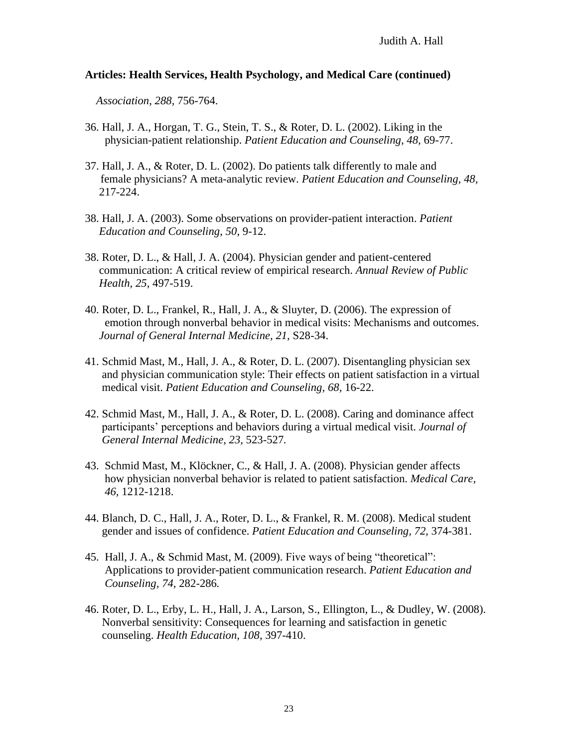**Articles: Health Services, Health Psychology, and Medical Care (continued)**

*Association*, *288*, 756-764.

36. Hall, J. A., Horgan, T. G., Stein, T. S., & Roter, D. L. (2002). Liking in the physician-patient relationship. *Patient Education and Counseling, 48,* 69-77.

37. Hall, J. A., & Roter, D. L. (2002). Do patients talk differently to male and female physicians? A meta-analytic review. *Patient Education and Counseling, 48,* 217-224.

38. Hall, J. A. (2003). Some observations on provider-patient interaction. *Patient Education and Counseling, 50*, 9-12.

38. Roter, D. L., & Hall, J. A. (2004). Physician gender and patient-centered communication: A critical review of empirical research. *Annual Review of Public Health, 25,* 497-519.

40. Roter, D. L., Frankel, R., Hall, J. A., & Sluyter, D. (2006). The expression of emotion through nonverbal behavior in medical visits: Mechanisms and outcomes. *Journal of General Internal Medicine, 21,* S28-34.

41. Schmid Mast, M., Hall, J. A., & Roter, D. L. (2007). Disentangling physician sex and physician communication style: Their effects on patient satisfaction in a virtual medical visit. *Patient Education and Counseling, 68*, 16-22.

42. Schmid Mast, M., Hall, J. A., & Roter, D. L. (2008). Caring and dominance affect participants' perceptions and behaviors during a virtual medical visit. *Journal of General Internal Medicine, 23,* 523-527*.*

43. Schmid Mast, M., Klöckner, C., & Hall, J. A. (2008). Physician gender affects how physician nonverbal behavior is related to patient satisfaction. *Medical Care, 46,* 1212-1218.

44. Blanch, D. C., Hall, J. A., Roter, D. L., & Frankel, R. M. (2008). Medical student gender and issues of confidence. *Patient Education and Counseling, 72,* 374-381.

45. Hall, J. A., & Schmid Mast, M. (2009). Five ways of being "theoretical": Applications to provider-patient communication research. *Patient Education and Counseling, 74,* 282-286*.*

46. Roter, D. L., Erby, L. H., Hall, J. A., Larson, S., Ellington, L., & Dudley, W. (2008). Nonverbal sensitivity: Consequences for learning and satisfaction in genetic counseling. *Health Education, 108*, 397-410.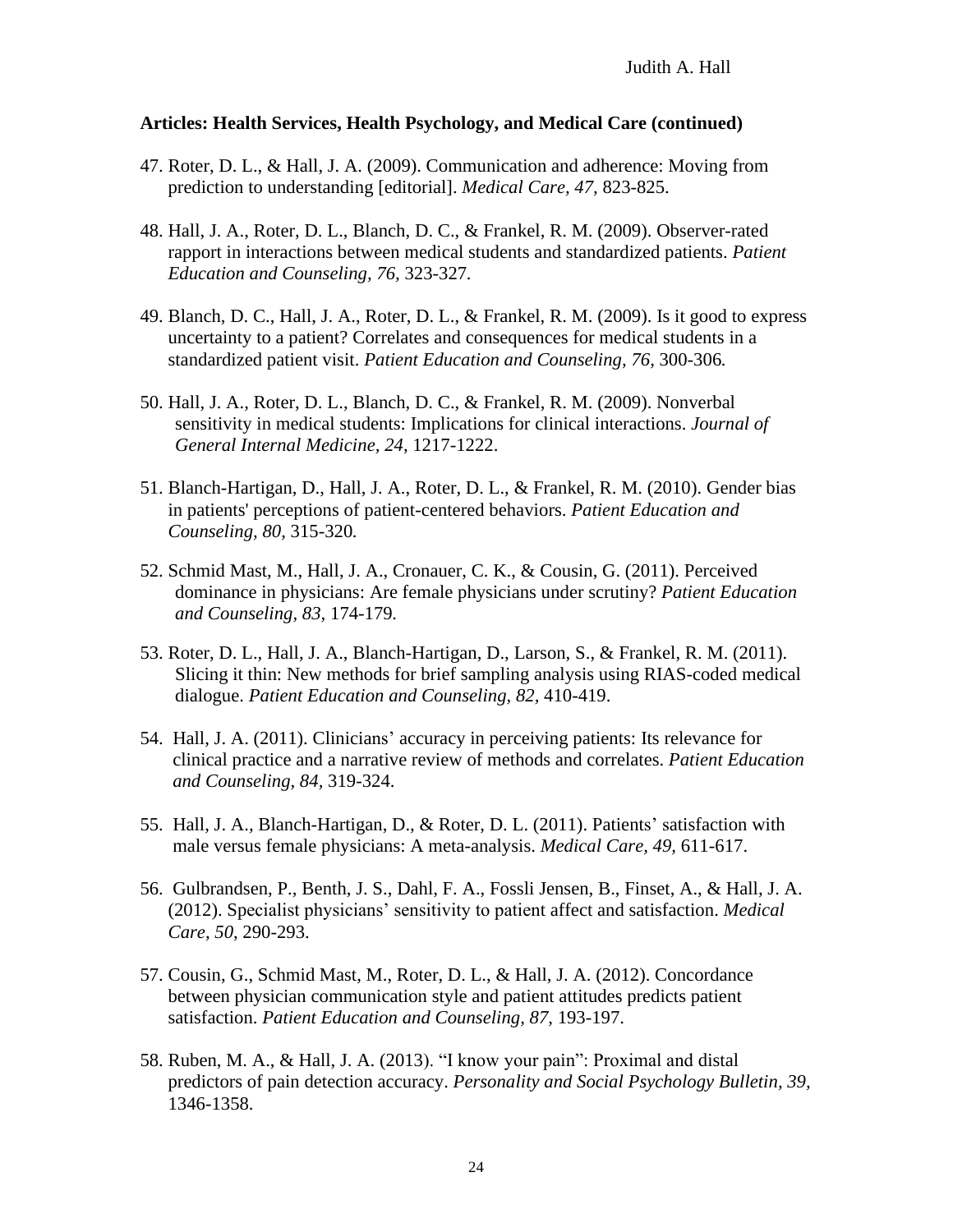**Articles: Health Services, Health Psychology, and Medical Care (continued)**

47. Roter, D. L., & Hall, J. A. (2009). Communication and adherence: Moving from prediction to understanding [editorial]. *Medical Care, 47*, 823-825.

48. Hall, J. A., Roter, D. L., Blanch, D. C., & Frankel, R. M. (2009). Observer-rated rapport in interactions between medical students and standardized patients. *Patient Education and Counseling, 76*, 323-327.

49. Blanch, D. C., Hall, J. A., Roter, D. L., & Frankel, R. M. (2009). Is it good to express uncertainty to a patient? Correlates and consequences for medical students in a standardized patient visit. *Patient Education and Counseling, 76,* 300-306*.*

50. Hall, J. A., Roter, D. L., Blanch, D. C., & Frankel, R. M. (2009). Nonverbal sensitivity in medical students: Implications for clinical interactions. *Journal of General Internal Medicine, 24*, 1217-1222.

51. Blanch-Hartigan, D., Hall, J. A., Roter, D. L., & Frankel, R. M. (2010). Gender bias in patients' perceptions of patient-centered behaviors. *Patient Education and Counseling, 80,* 315-320*.*

52. Schmid Mast, M., Hall, J. A., Cronauer, C. K., & Cousin, G. (2011). Perceived dominance in physicians: Are female physicians under scrutiny? *Patient Education and Counseling, 83*, 174-179*.*

53. Roter, D. L., Hall, J. A., Blanch-Hartigan, D., Larson, S., & Frankel, R. M. (2011). Slicing it thin: New methods for brief sampling analysis using RIAS-coded medical dialogue. *Patient Education and Counseling, 82,* 410-419.

54. Hall, J. A. (2011). Clinicians' accuracy in perceiving patients: Its relevance for clinical practice and a narrative review of methods and correlates*. Patient Education and Counseling, 84,* 319-324*.*

55. Hall, J. A., Blanch-Hartigan, D., & Roter, D. L. (2011). Patients' satisfaction with male versus female physicians: A meta-analysis. *Medical Care, 49,* 611-617.

56. Gulbrandsen, P., Benth, J. S., Dahl, F. A., Fossli Jensen, B., Finset, A., & Hall, J. A. (2012). Specialist physicians' sensitivity to patient affect and satisfaction. *Medical Care, 50*, 290-293*.*

57. Cousin, G., Schmid Mast, M., Roter, D. L., & Hall, J. A. (2012). Concordance between physician communication style and patient attitudes predicts patient satisfaction. *Patient Education and Counseling, 87*, 193-197.

58. Ruben, M. A., & Hall, J. A. (2013). "I know your pain": Proximal and distal predictors of pain detection accuracy. *Personality and Social Psychology Bulletin, 39,* 1346-1358.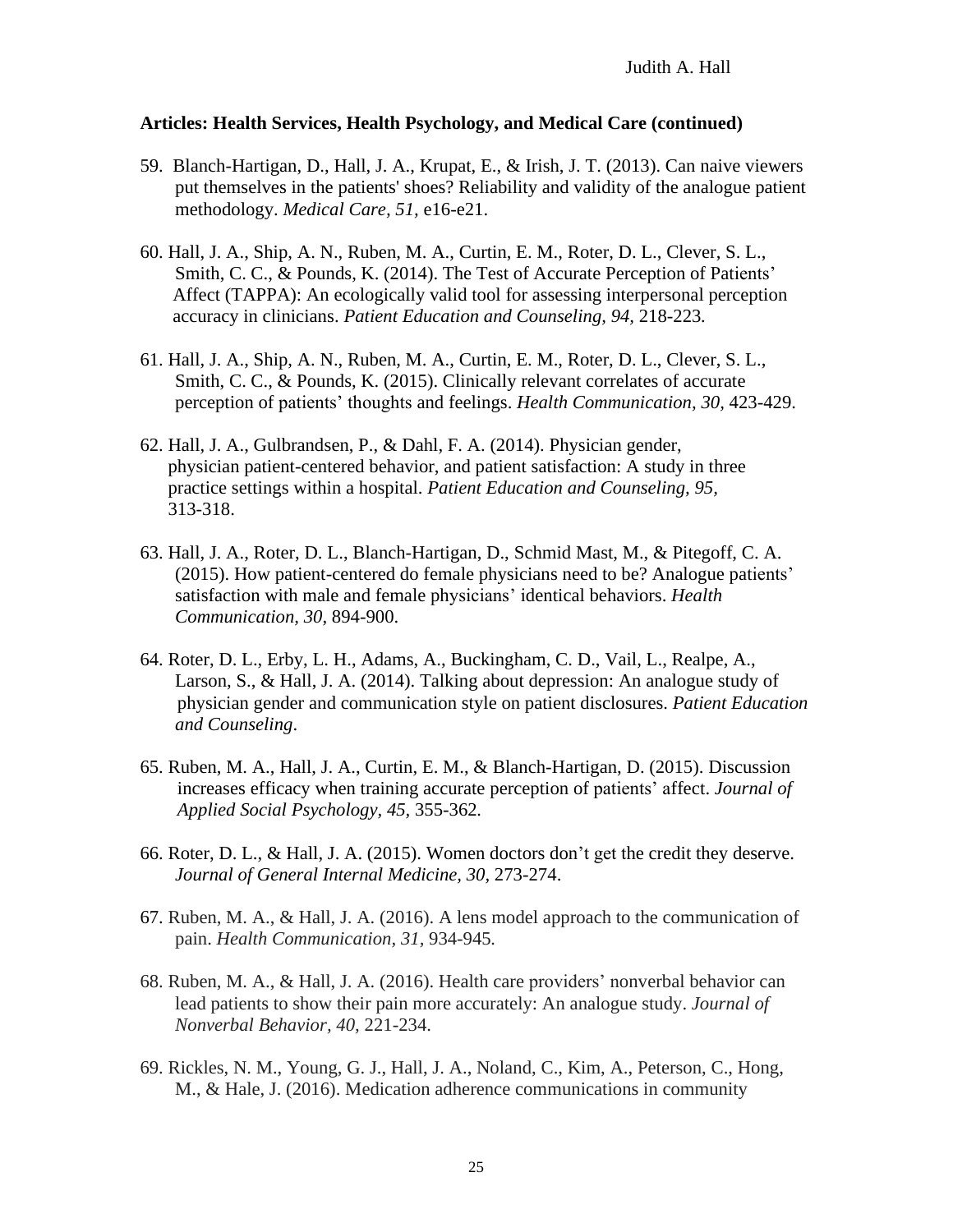**Articles: Health Services, Health Psychology, and Medical Care (continued)**

59. Blanch-Hartigan, D., Hall, J. A., Krupat, E., & Irish, J. T. (2013). Can naive viewers put themselves in the patients' shoes? Reliability and validity of the analogue patient methodology. *Medical Care, 51,* e16-e21.

60. Hall, J. A., Ship, A. N., Ruben, M. A., Curtin, E. M., Roter, D. L., Clever, S. L., Smith, C. C., & Pounds, K. (2014). The Test of Accurate Perception of Patients' Affect (TAPPA): An ecologically valid tool for assessing interpersonal perception accuracy in clinicians. *Patient Education and Counseling, 94,* 218-223.

61. Hall, J. A., Ship, A. N., Ruben, M. A., Curtin, E. M., Roter, D. L., Clever, S. L., Smith, C. C., & Pounds, K. (2015). Clinically relevant correlates of accurate perception of patients' thoughts and feelings. *Health Communication, 30,* 423-429.

62. Hall, J. A., Gulbrandsen, P., & Dahl, F. A. (2014). Physician gender, physician patient-centered behavior, and patient satisfaction: A study in three practice settings within a hospital. *Patient Education and Counseling, 95,* 313-318.

63. Hall, J. A., Roter, D. L., Blanch-Hartigan, D., Schmid Mast, M., & Pitegoff, C. A. (2015). How patient-centered do female physicians need to be? Analogue patients' satisfaction with male and female physicians' identical behaviors. *Health Communication, 30*, 894-900.

64. Roter, D. L., Erby, L. H., Adams, A., Buckingham, C. D., Vail, L., Realpe, A., Larson, S., & Hall, J. A. (2014). Talking about depression: An analogue study of physician gender and communication style on patient disclosures. *Patient Education and Counseling*.

65. Ruben, M. A., Hall, J. A., Curtin, E. M., & Blanch-Hartigan, D. (2015). Discussion increases efficacy when training accurate perception of patients' affect. *Journal of Applied Social Psychology, 45,* 355-362.

66. Roter, D. L., & Hall, J. A. (2015). Women doctors don't get the credit they deserve. *Journal of General Internal Medicine, 30,* 273-274.

67. Ruben, M. A., & Hall, J. A. (2016). A lens model approach to the communication of pain. *Health Communication, 31,* 934-945.

68. Ruben, M. A., & Hall, J. A. (2016). Health care providers' nonverbal behavior can lead patients to show their pain more accurately: An analogue study. *Journal of Nonverbal Behavior, 40,* 221-234.

69. Rickles, N. M., Young, G. J., Hall, J. A., Noland, C., Kim, A., Peterson, C., Hong, M., & Hale, J. (2016). Medication adherence communications in community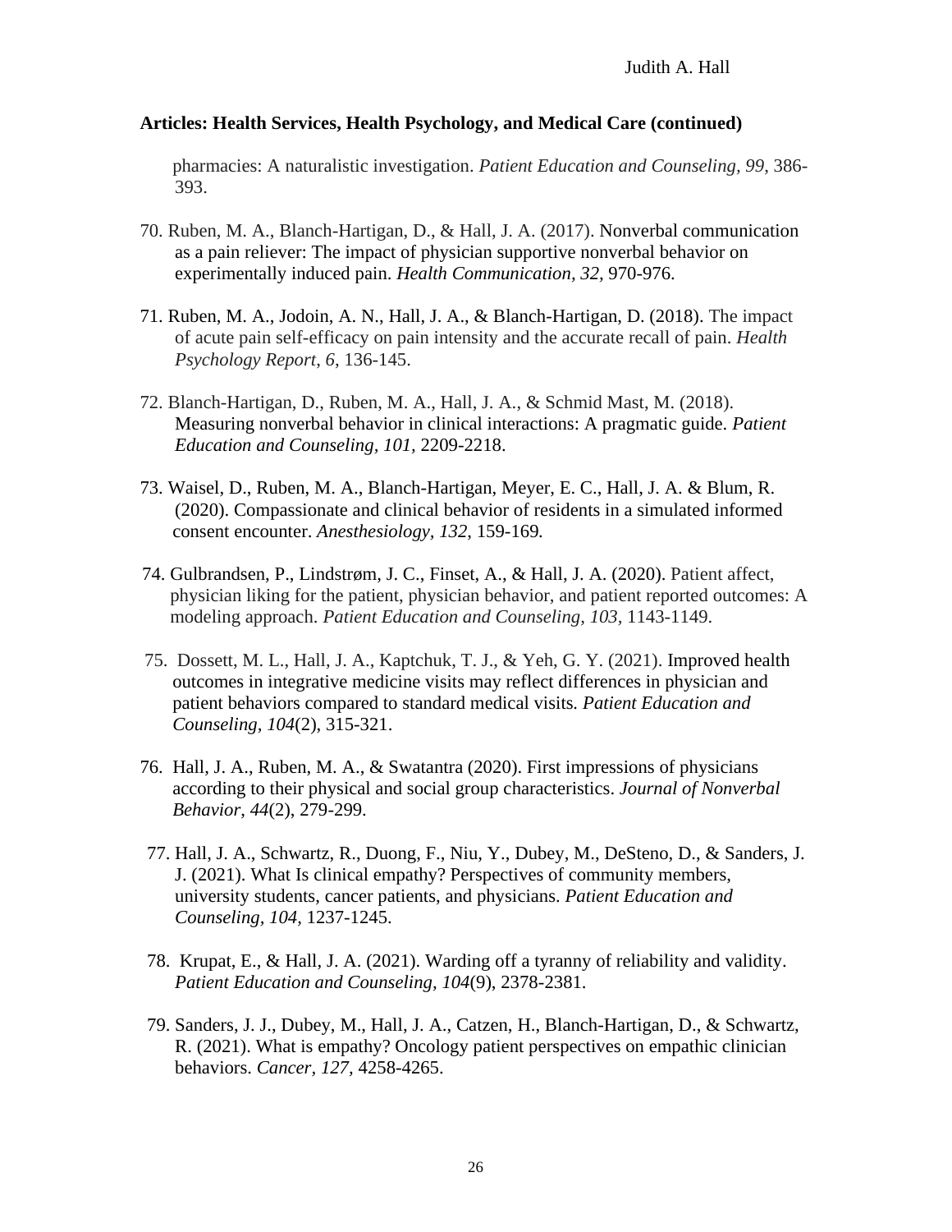**Articles: Health Services, Health Psychology, and Medical Care (continued)**

pharmacies: A naturalistic investigation. *Patient Education and Counseling, 99*, 386-393.

70. Ruben, M. A., Blanch-Hartigan, D., & Hall, J. A. (2017). Nonverbal communication as a pain reliever: The impact of physician supportive nonverbal behavior on experimentally induced pain. *Health Communication, 32,* 970-976.

71. Ruben, M. A., Jodoin, A. N., Hall, J. A., & Blanch-Hartigan, D. (2018). The impact of acute pain self-efficacy on pain intensity and the accurate recall of pain. *Health Psychology Report, 6*, 136-145.

72. Blanch-Hartigan, D., Ruben, M. A., Hall, J. A., & Schmid Mast, M. (2018). Measuring nonverbal behavior in clinical interactions: A pragmatic guide. *Patient Education and Counseling, 101,* 2209-2218.

73. Waisel, D., Ruben, M. A., Blanch-Hartigan, Meyer, E. C., Hall, J. A. & Blum, R. (2020). Compassionate and clinical behavior of residents in a simulated informed consent encounter. *Anesthesiology, 132*, 159-169*.*

74. Gulbrandsen, P., Lindstrøm, J. C., Finset, A., & Hall, J. A. (2020). Patient affect, physician liking for the patient, physician behavior, and patient reported outcomes: A modeling approach. *Patient Education and Counseling, 103,* 1143-1149.

75. Dossett, M. L., Hall, J. A., Kaptchuk, T. J., & Yeh, G. Y. (2021). Improved health outcomes in integrative medicine visits may reflect differences in physician and patient behaviors compared to standard medical visits*. Patient Education and Counseling, 104*(2), 315-321.

76. Hall, J. A., Ruben, M. A., & Swatantra (2020). First impressions of physicians according to their physical and social group characteristics. *Journal of Nonverbal Behavior, 44*(2), 279-299.

77. Hall, J. A., Schwartz, R., Duong, F., Niu, Y., Dubey, M., DeSteno, D., & Sanders, J. J. (2021). What Is clinical empathy? Perspectives of community members, university students, cancer patients, and physicians. *Patient Education and Counseling, 104,* 1237-1245.

78. Krupat, E., & Hall, J. A. (2021). Warding off a tyranny of reliability and validity. *Patient Education and Counseling, 104*(9), 2378-2381.

79. Sanders, J. J., Dubey, M., Hall, J. A., Catzen, H., Blanch-Hartigan, D., & Schwartz, R. (2021). What is empathy? Oncology patient perspectives on empathic clinician behaviors. *Cancer, 127,* 4258-4265.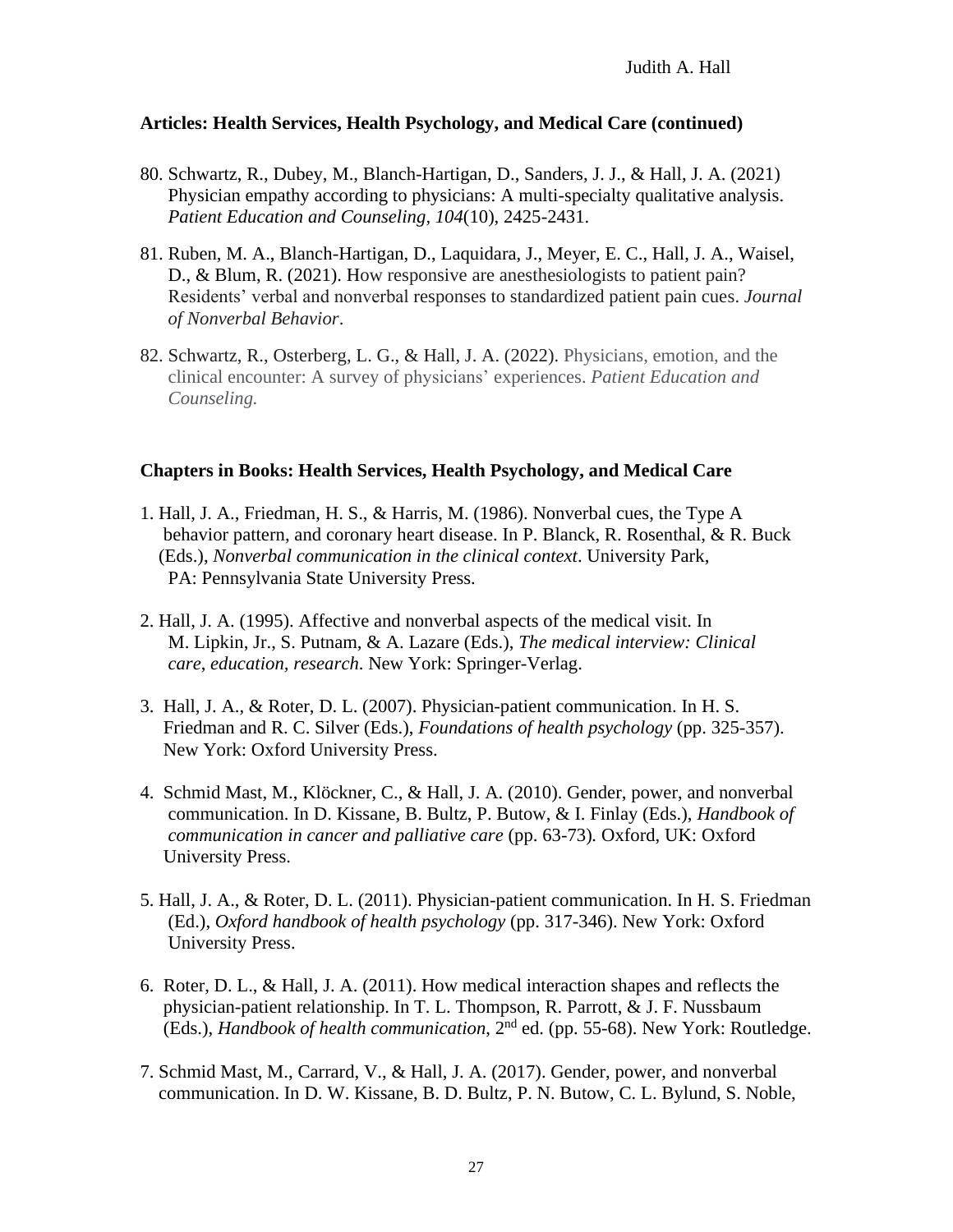### Articles: Health Services, Health Psychology, and Medical Care (continued)

80. Schwartz, R., Dubey, M., Blanch-Hartigan, D., Sanders, J. J., & Hall, J. A. (2021) Physician empathy according to physicians: A multi-specialty qualitative analysis. *Patient Education and Counseling, 104*(10), 2425-2431.

81. Ruben, M. A., Blanch-Hartigan, D., Laquidara, J., Meyer, E. C., Hall, J. A., Waisel, D., & Blum, R. (2021). How responsive are anesthesiologists to patient pain? Residents' verbal and nonverbal responses to standardized patient pain cues. *Journal of Nonverbal Behavior*.

82. Schwartz, R., Osterberg, L. G., & Hall, J. A. (2022). Physicians, emotion, and the clinical encounter: A survey of physicians' experiences. *Patient Education and Counseling.*

### Chapters in Books: Health Services, Health Psychology, and Medical Care

1. Hall, J. A., Friedman, H. S., & Harris, M. (1986). Nonverbal cues, the Type A behavior pattern, and coronary heart disease. In P. Blanck, R. Rosenthal, & R. Buck (Eds.), *Nonverbal communication in the clinical context*. University Park, PA: Pennsylvania State University Press.

2. Hall, J. A. (1995). Affective and nonverbal aspects of the medical visit. In M. Lipkin, Jr., S. Putnam, & A. Lazare (Eds.), *The medical interview: Clinical care, education, research.* New York: Springer-Verlag.

3. Hall, J. A., & Roter, D. L. (2007). Physician-patient communication. In H. S. Friedman and R. C. Silver (Eds.), *Foundations of health psychology* (pp. 325-357). New York: Oxford University Press.

4. Schmid Mast, M., Klöckner, C., & Hall, J. A. (2010). Gender, power, and nonverbal communication. In D. Kissane, B. Bultz, P. Butow, & I. Finlay (Eds.), *Handbook of communication in cancer and palliative care* (pp. 63-73)*.* Oxford, UK: Oxford University Press.

5. Hall, J. A., & Roter, D. L. (2011). Physician-patient communication. In H. S. Friedman (Ed.), *Oxford handbook of health psychology* (pp. 317-346). New York: Oxford University Press.

6. Roter, D. L., & Hall, J. A. (2011). How medical interaction shapes and reflects the physician-patient relationship. In T. L. Thompson, R. Parrott, & J. F. Nussbaum (Eds.), *Handbook of health communication*, 2nd ed. (pp. 55-68). New York: Routledge.

7. Schmid Mast, M., Carrard, V., & Hall, J. A. (2017). Gender, power, and nonverbal communication. In D. W. Kissane, B. D. Bultz, P. N. Butow, C. L. Bylund, S. Noble,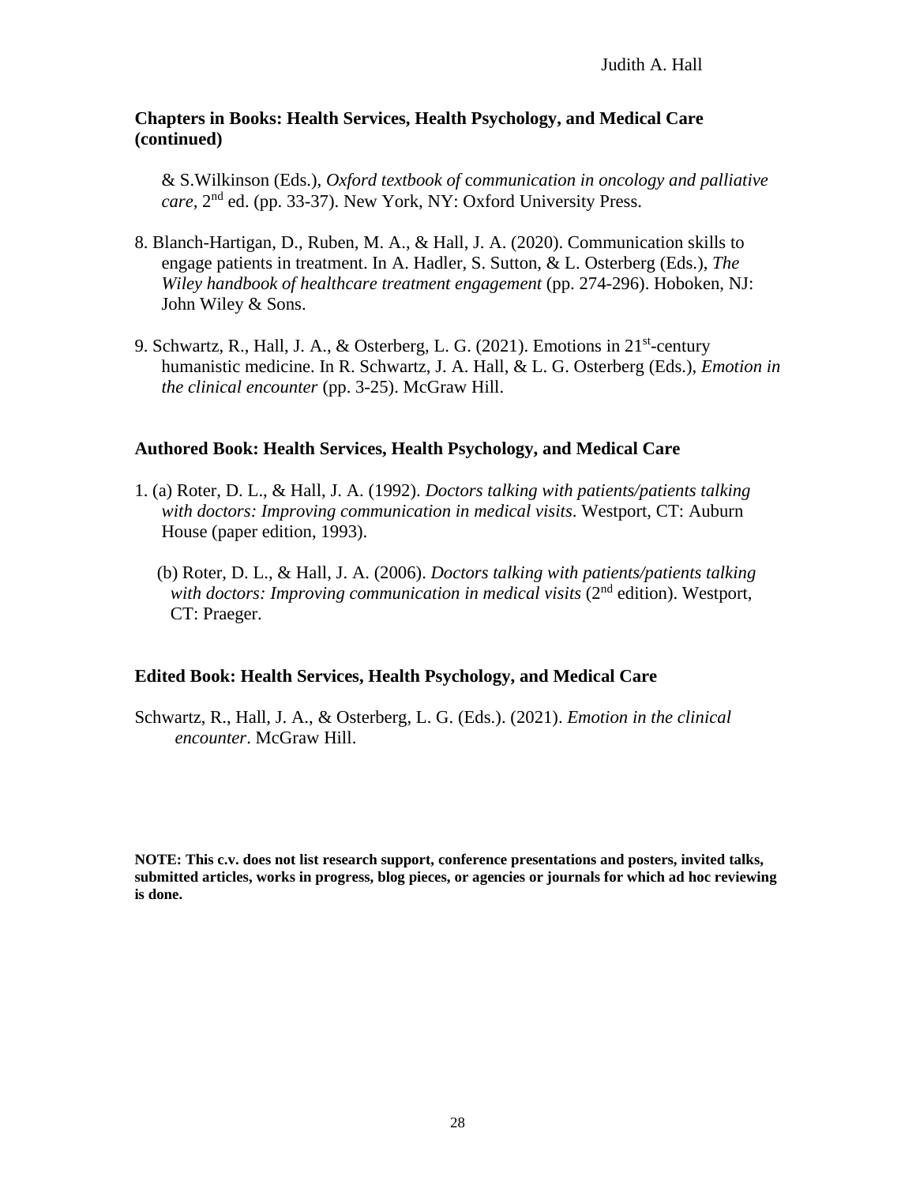### Chapters in Books: Health Services, Health Psychology, and Medical Care (continued)

& S.Wilkinson (Eds.), *Oxford textbook of communication in oncology and palliative care,* 2nd ed. (pp. 33-37). New York, NY: Oxford University Press.

8. Blanch-Hartigan, D., Ruben, M. A., & Hall, J. A. (2020). Communication skills to engage patients in treatment. In A. Hadler, S. Sutton, & L. Osterberg (Eds.), *The Wiley handbook of healthcare treatment engagement* (pp. 274-296). Hoboken, NJ: John Wiley & Sons.

9. Schwartz, R., Hall, J. A., & Osterberg, L. G. (2021). Emotions in 21st-century humanistic medicine. In R. Schwartz, J. A. Hall, & L. G. Osterberg (Eds.), *Emotion in the clinical encounter* (pp. 3-25). McGraw Hill.

### Authored Book: Health Services, Health Psychology, and Medical Care

1. (a) Roter, D. L., & Hall, J. A. (1992). *Doctors talking with patients/patients talking with doctors: Improving communication in medical visits*. Westport, CT: Auburn House (paper edition, 1993).

   (b) Roter, D. L., & Hall, J. A. (2006). *Doctors talking with patients/patients talking with doctors: Improving communication in medical visits* (2nd edition). Westport, CT: Praeger.

### Edited Book: Health Services, Health Psychology, and Medical Care

Schwartz, R., Hall, J. A., & Osterberg, L. G. (Eds.). (2021). *Emotion in the clinical encounter*. McGraw Hill.

**NOTE: This c.v. does not list research support, conference presentations and posters, invited talks, submitted articles, works in progress, blog pieces, or agencies or journals for which ad hoc reviewing is done.**